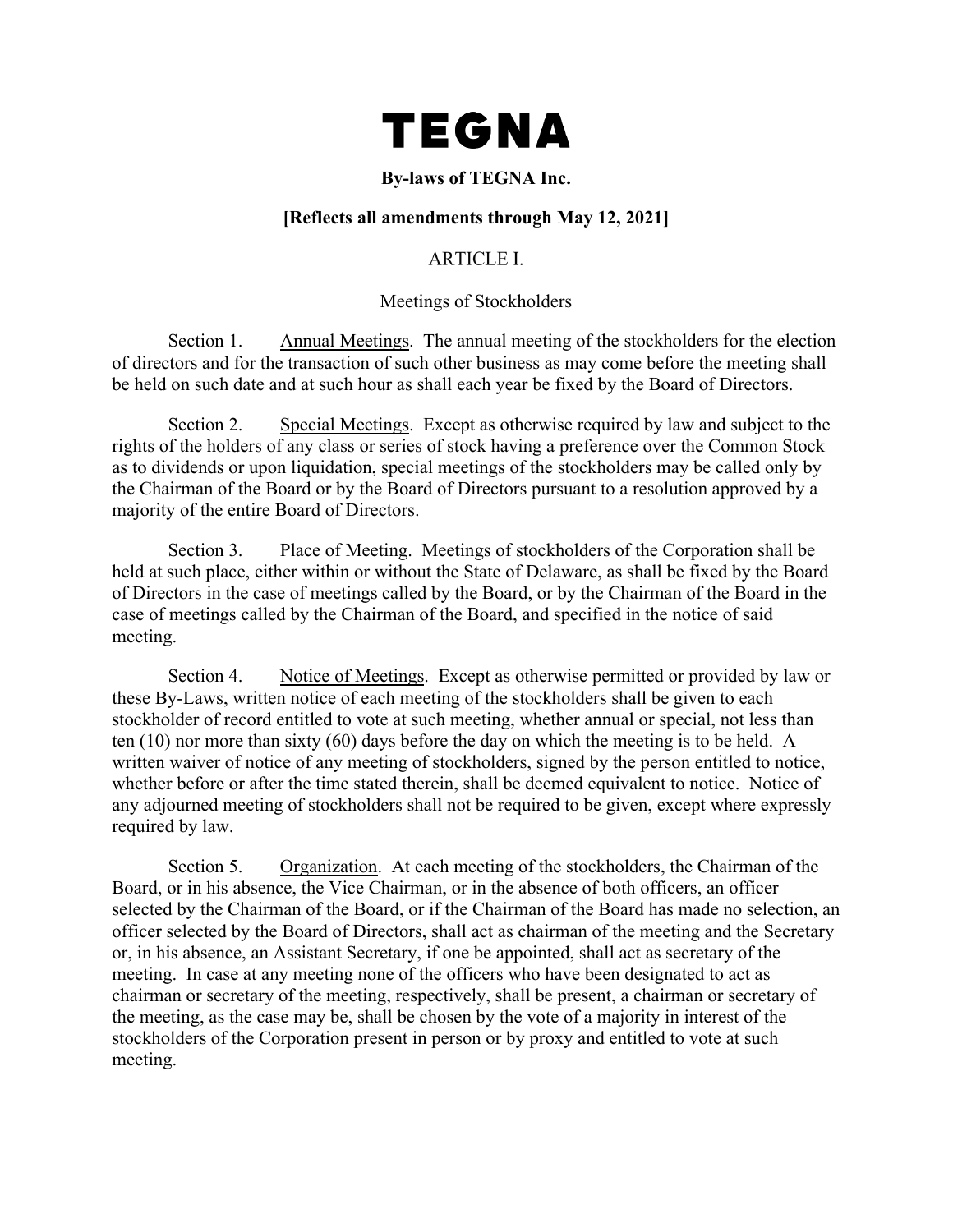# TEGNA

**By-laws of TEGNA Inc.**

**[Reflects all amendments through May 12, 2021]**

## ARTICLE I.

### Meetings of Stockholders

Section 1. Annual Meetings. The annual meeting of the stockholders for the election of directors and for the transaction of such other business as may come before the meeting shall be held on such date and at such hour as shall each year be fixed by the Board of Directors.

Section 2. Special Meetings. Except as otherwise required by law and subject to the rights of the holders of any class or series of stock having a preference over the Common Stock as to dividends or upon liquidation, special meetings of the stockholders may be called only by the Chairman of the Board or by the Board of Directors pursuant to a resolution approved by a majority of the entire Board of Directors.

Section 3. Place of Meeting. Meetings of stockholders of the Corporation shall be held at such place, either within or without the State of Delaware, as shall be fixed by the Board of Directors in the case of meetings called by the Board, or by the Chairman of the Board in the case of meetings called by the Chairman of the Board, and specified in the notice of said meeting.

Section 4. Notice of Meetings. Except as otherwise permitted or provided by law or these By-Laws, written notice of each meeting of the stockholders shall be given to each stockholder of record entitled to vote at such meeting, whether annual or special, not less than ten (10) nor more than sixty (60) days before the day on which the meeting is to be held. A written waiver of notice of any meeting of stockholders, signed by the person entitled to notice, whether before or after the time stated therein, shall be deemed equivalent to notice. Notice of any adjourned meeting of stockholders shall not be required to be given, except where expressly required by law.

Section 5. Organization. At each meeting of the stockholders, the Chairman of the Board, or in his absence, the Vice Chairman, or in the absence of both officers, an officer selected by the Chairman of the Board, or if the Chairman of the Board has made no selection, an officer selected by the Board of Directors, shall act as chairman of the meeting and the Secretary or, in his absence, an Assistant Secretary, if one be appointed, shall act as secretary of the meeting. In case at any meeting none of the officers who have been designated to act as chairman or secretary of the meeting, respectively, shall be present, a chairman or secretary of the meeting, as the case may be, shall be chosen by the vote of a majority in interest of the stockholders of the Corporation present in person or by proxy and entitled to vote at such meeting.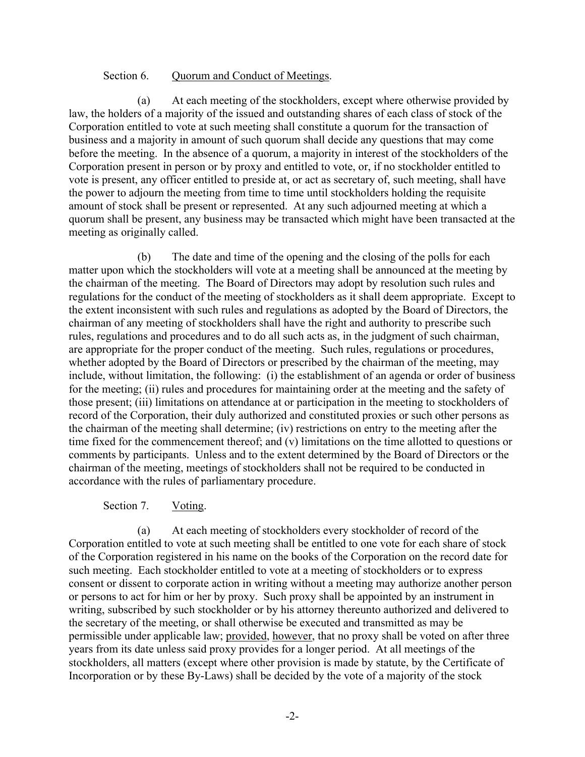Section 6. Quorum and Conduct of Meetings.

(a) At each meeting of the stockholders, except where otherwise provided by law, the holders of a majority of the issued and outstanding shares of each class of stock of the Corporation entitled to vote at such meeting shall constitute a quorum for the transaction of business and a majority in amount of such quorum shall decide any questions that may come before the meeting. In the absence of a quorum, a majority in interest of the stockholders of the Corporation present in person or by proxy and entitled to vote, or, if no stockholder entitled to vote is present, any officer entitled to preside at, or act as secretary of, such meeting, shall have the power to adjourn the meeting from time to time until stockholders holding the requisite amount of stock shall be present or represented. At any such adjourned meeting at which a quorum shall be present, any business may be transacted which might have been transacted at the meeting as originally called.

(b) The date and time of the opening and the closing of the polls for each matter upon which the stockholders will vote at a meeting shall be announced at the meeting by the chairman of the meeting. The Board of Directors may adopt by resolution such rules and regulations for the conduct of the meeting of stockholders as it shall deem appropriate. Except to the extent inconsistent with such rules and regulations as adopted by the Board of Directors, the chairman of any meeting of stockholders shall have the right and authority to prescribe such rules, regulations and procedures and to do all such acts as, in the judgment of such chairman, are appropriate for the proper conduct of the meeting. Such rules, regulations or procedures, whether adopted by the Board of Directors or prescribed by the chairman of the meeting, may include, without limitation, the following: (i) the establishment of an agenda or order of business for the meeting; (ii) rules and procedures for maintaining order at the meeting and the safety of those present; (iii) limitations on attendance at or participation in the meeting to stockholders of record of the Corporation, their duly authorized and constituted proxies or such other persons as the chairman of the meeting shall determine; (iv) restrictions on entry to the meeting after the time fixed for the commencement thereof; and (v) limitations on the time allotted to questions or comments by participants. Unless and to the extent determined by the Board of Directors or the chairman of the meeting, meetings of stockholders shall not be required to be conducted in accordance with the rules of parliamentary procedure.

Section 7. Voting.

(a) At each meeting of stockholders every stockholder of record of the Corporation entitled to vote at such meeting shall be entitled to one vote for each share of stock of the Corporation registered in his name on the books of the Corporation on the record date for such meeting. Each stockholder entitled to vote at a meeting of stockholders or to express consent or dissent to corporate action in writing without a meeting may authorize another person or persons to act for him or her by proxy. Such proxy shall be appointed by an instrument in writing, subscribed by such stockholder or by his attorney thereunto authorized and delivered to the secretary of the meeting, or shall otherwise be executed and transmitted as may be permissible under applicable law; provided, however, that no proxy shall be voted on after three years from its date unless said proxy provides for a longer period. At all meetings of the stockholders, all matters (except where other provision is made by statute, by the Certificate of Incorporation or by these By-Laws) shall be decided by the vote of a majority of the stock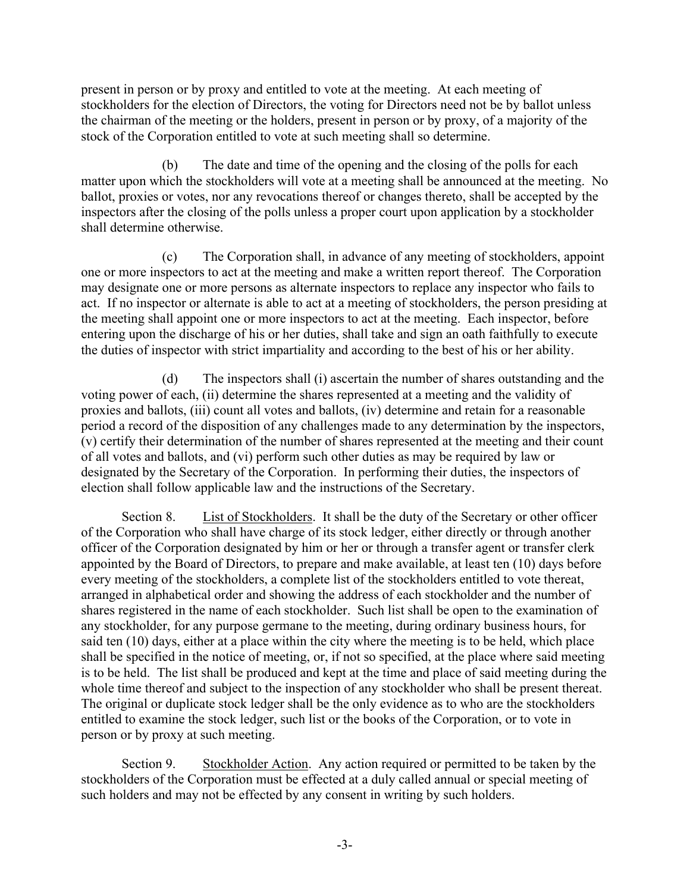present in person or by proxy and entitled to vote at the meeting. At each meeting of stockholders for the election of Directors, the voting for Directors need not be by ballot unless the chairman of the meeting or the holders, present in person or by proxy, of a majority of the stock of the Corporation entitled to vote at such meeting shall so determine.

(b) The date and time of the opening and the closing of the polls for each matter upon which the stockholders will vote at a meeting shall be announced at the meeting. No ballot, proxies or votes, nor any revocations thereof or changes thereto, shall be accepted by the inspectors after the closing of the polls unless a proper court upon application by a stockholder shall determine otherwise.

(c) The Corporation shall, in advance of any meeting of stockholders, appoint one or more inspectors to act at the meeting and make a written report thereof. The Corporation may designate one or more persons as alternate inspectors to replace any inspector who fails to act. If no inspector or alternate is able to act at a meeting of stockholders, the person presiding at the meeting shall appoint one or more inspectors to act at the meeting. Each inspector, before entering upon the discharge of his or her duties, shall take and sign an oath faithfully to execute the duties of inspector with strict impartiality and according to the best of his or her ability.

(d) The inspectors shall (i) ascertain the number of shares outstanding and the voting power of each, (ii) determine the shares represented at a meeting and the validity of proxies and ballots, (iii) count all votes and ballots, (iv) determine and retain for a reasonable period a record of the disposition of any challenges made to any determination by the inspectors, (v) certify their determination of the number of shares represented at the meeting and their count of all votes and ballots, and (vi) perform such other duties as may be required by law or designated by the Secretary of the Corporation. In performing their duties, the inspectors of election shall follow applicable law and the instructions of the Secretary.

Section 8. List of Stockholders. It shall be the duty of the Secretary or other officer of the Corporation who shall have charge of its stock ledger, either directly or through another officer of the Corporation designated by him or her or through a transfer agent or transfer clerk appointed by the Board of Directors, to prepare and make available, at least ten (10) days before every meeting of the stockholders, a complete list of the stockholders entitled to vote thereat, arranged in alphabetical order and showing the address of each stockholder and the number of shares registered in the name of each stockholder. Such list shall be open to the examination of any stockholder, for any purpose germane to the meeting, during ordinary business hours, for said ten (10) days, either at a place within the city where the meeting is to be held, which place shall be specified in the notice of meeting, or, if not so specified, at the place where said meeting is to be held. The list shall be produced and kept at the time and place of said meeting during the whole time thereof and subject to the inspection of any stockholder who shall be present thereat. The original or duplicate stock ledger shall be the only evidence as to who are the stockholders entitled to examine the stock ledger, such list or the books of the Corporation, or to vote in person or by proxy at such meeting.

Section 9. Stockholder Action. Any action required or permitted to be taken by the stockholders of the Corporation must be effected at a duly called annual or special meeting of such holders and may not be effected by any consent in writing by such holders.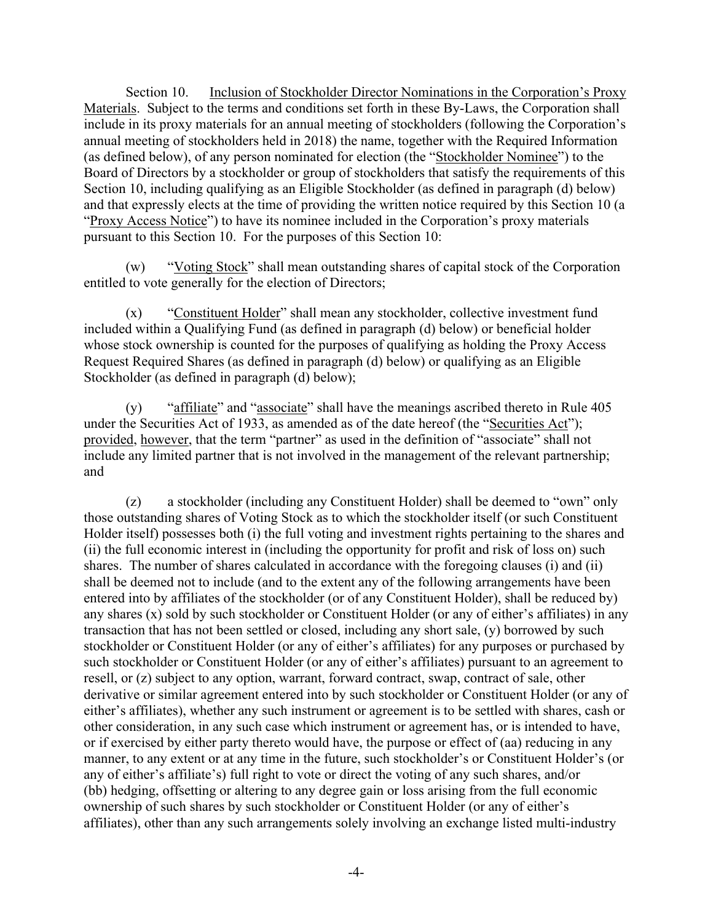Section 10. Inclusion of Stockholder Director Nominations in the Corporation's Proxy Materials. Subject to the terms and conditions set forth in these By-Laws, the Corporation shall include in its proxy materials for an annual meeting of stockholders (following the Corporation's annual meeting of stockholders held in 2018) the name, together with the Required Information (as defined below), of any person nominated for election (the "Stockholder Nominee") to the Board of Directors by a stockholder or group of stockholders that satisfy the requirements of this Section 10, including qualifying as an Eligible Stockholder (as defined in paragraph (d) below) and that expressly elects at the time of providing the written notice required by this Section 10 (a "Proxy Access Notice") to have its nominee included in the Corporation's proxy materials pursuant to this Section 10. For the purposes of this Section 10:

(w) "Voting Stock" shall mean outstanding shares of capital stock of the Corporation entitled to vote generally for the election of Directors;

(x) "Constituent Holder" shall mean any stockholder, collective investment fund included within a Qualifying Fund (as defined in paragraph (d) below) or beneficial holder whose stock ownership is counted for the purposes of qualifying as holding the Proxy Access Request Required Shares (as defined in paragraph (d) below) or qualifying as an Eligible Stockholder (as defined in paragraph (d) below);

(y) "affiliate" and "associate" shall have the meanings ascribed thereto in Rule 405 under the Securities Act of 1933, as amended as of the date hereof (the "Securities Act"); provided, however, that the term "partner" as used in the definition of "associate" shall not include any limited partner that is not involved in the management of the relevant partnership; and

(z) a stockholder (including any Constituent Holder) shall be deemed to "own" only those outstanding shares of Voting Stock as to which the stockholder itself (or such Constituent Holder itself) possesses both (i) the full voting and investment rights pertaining to the shares and (ii) the full economic interest in (including the opportunity for profit and risk of loss on) such shares. The number of shares calculated in accordance with the foregoing clauses (i) and (ii) shall be deemed not to include (and to the extent any of the following arrangements have been entered into by affiliates of the stockholder (or of any Constituent Holder), shall be reduced by) any shares (x) sold by such stockholder or Constituent Holder (or any of either's affiliates) in any transaction that has not been settled or closed, including any short sale, (y) borrowed by such stockholder or Constituent Holder (or any of either's affiliates) for any purposes or purchased by such stockholder or Constituent Holder (or any of either's affiliates) pursuant to an agreement to resell, or (z) subject to any option, warrant, forward contract, swap, contract of sale, other derivative or similar agreement entered into by such stockholder or Constituent Holder (or any of either's affiliates), whether any such instrument or agreement is to be settled with shares, cash or other consideration, in any such case which instrument or agreement has, or is intended to have, or if exercised by either party thereto would have, the purpose or effect of (aa) reducing in any manner, to any extent or at any time in the future, such stockholder's or Constituent Holder's (or any of either's affiliate's) full right to vote or direct the voting of any such shares, and/or (bb) hedging, offsetting or altering to any degree gain or loss arising from the full economic ownership of such shares by such stockholder or Constituent Holder (or any of either's affiliates), other than any such arrangements solely involving an exchange listed multi-industry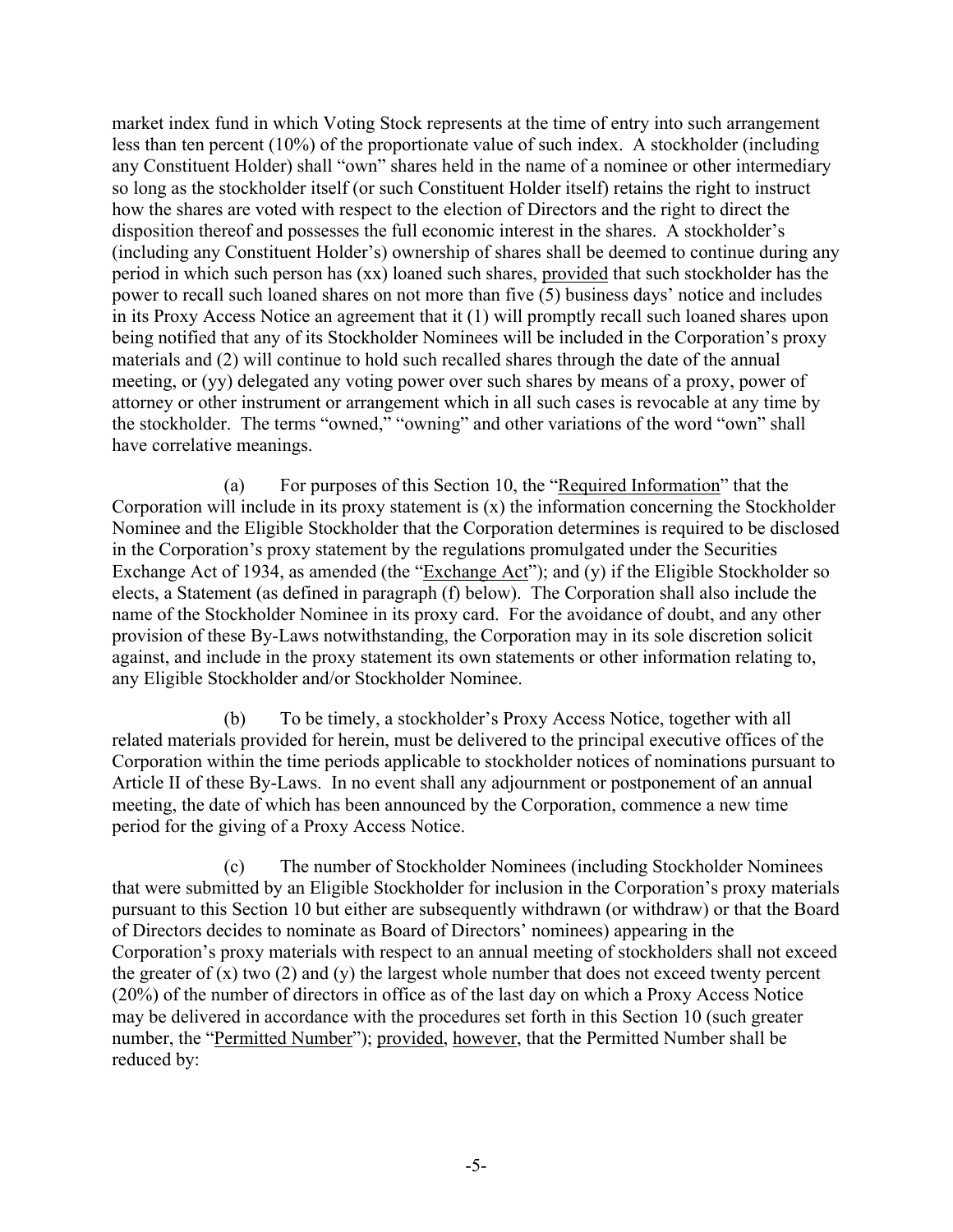market index fund in which Voting Stock represents at the time of entry into such arrangement less than ten percent (10%) of the proportionate value of such index. A stockholder (including any Constituent Holder) shall "own" shares held in the name of a nominee or other intermediary so long as the stockholder itself (or such Constituent Holder itself) retains the right to instruct how the shares are voted with respect to the election of Directors and the right to direct the disposition thereof and possesses the full economic interest in the shares. A stockholder's (including any Constituent Holder's) ownership of shares shall be deemed to continue during any period in which such person has (xx) loaned such shares, provided that such stockholder has the power to recall such loaned shares on not more than five (5) business days' notice and includes in its Proxy Access Notice an agreement that it (1) will promptly recall such loaned shares upon being notified that any of its Stockholder Nominees will be included in the Corporation's proxy materials and (2) will continue to hold such recalled shares through the date of the annual meeting, or (yy) delegated any voting power over such shares by means of a proxy, power of attorney or other instrument or arrangement which in all such cases is revocable at any time by the stockholder. The terms "owned," "owning" and other variations of the word "own" shall have correlative meanings.

(a) For purposes of this Section 10, the "Required Information" that the Corporation will include in its proxy statement is (x) the information concerning the Stockholder Nominee and the Eligible Stockholder that the Corporation determines is required to be disclosed in the Corporation's proxy statement by the regulations promulgated under the Securities Exchange Act of 1934, as amended (the "Exchange Act"); and (y) if the Eligible Stockholder so elects, a Statement (as defined in paragraph (f) below). The Corporation shall also include the name of the Stockholder Nominee in its proxy card. For the avoidance of doubt, and any other provision of these By-Laws notwithstanding, the Corporation may in its sole discretion solicit against, and include in the proxy statement its own statements or other information relating to, any Eligible Stockholder and/or Stockholder Nominee.

(b) To be timely, a stockholder's Proxy Access Notice, together with all related materials provided for herein, must be delivered to the principal executive offices of the Corporation within the time periods applicable to stockholder notices of nominations pursuant to Article II of these By-Laws. In no event shall any adjournment or postponement of an annual meeting, the date of which has been announced by the Corporation, commence a new time period for the giving of a Proxy Access Notice.

(c) The number of Stockholder Nominees (including Stockholder Nominees that were submitted by an Eligible Stockholder for inclusion in the Corporation's proxy materials pursuant to this Section 10 but either are subsequently withdrawn (or withdraw) or that the Board of Directors decides to nominate as Board of Directors' nominees) appearing in the Corporation's proxy materials with respect to an annual meeting of stockholders shall not exceed the greater of (x) two (2) and (y) the largest whole number that does not exceed twenty percent (20%) of the number of directors in office as of the last day on which a Proxy Access Notice may be delivered in accordance with the procedures set forth in this Section 10 (such greater number, the "Permitted Number"); provided, however, that the Permitted Number shall be reduced by: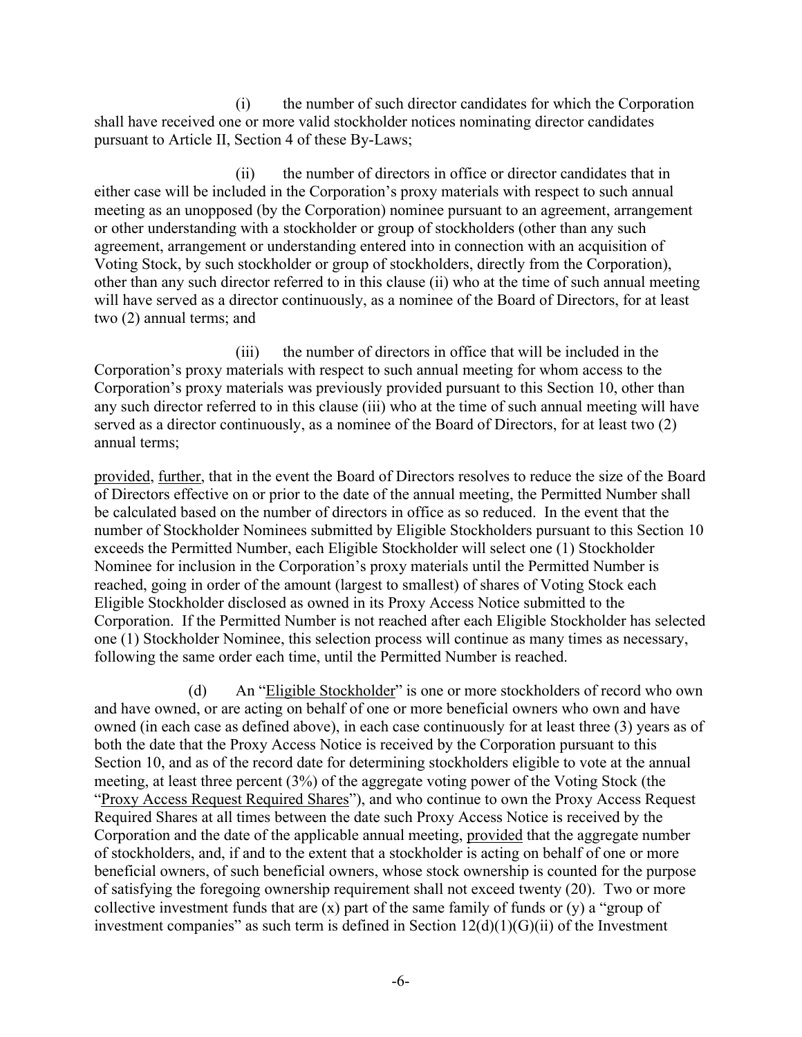(i) the number of such director candidates for which the Corporation shall have received one or more valid stockholder notices nominating director candidates pursuant to Article II, Section 4 of these By-Laws;

(ii) the number of directors in office or director candidates that in either case will be included in the Corporation's proxy materials with respect to such annual meeting as an unopposed (by the Corporation) nominee pursuant to an agreement, arrangement or other understanding with a stockholder or group of stockholders (other than any such agreement, arrangement or understanding entered into in connection with an acquisition of Voting Stock, by such stockholder or group of stockholders, directly from the Corporation), other than any such director referred to in this clause (ii) who at the time of such annual meeting will have served as a director continuously, as a nominee of the Board of Directors, for at least two (2) annual terms; and

(iii) the number of directors in office that will be included in the Corporation's proxy materials with respect to such annual meeting for whom access to the Corporation's proxy materials was previously provided pursuant to this Section 10, other than any such director referred to in this clause (iii) who at the time of such annual meeting will have served as a director continuously, as a nominee of the Board of Directors, for at least two (2) annual terms;

provided, further, that in the event the Board of Directors resolves to reduce the size of the Board of Directors effective on or prior to the date of the annual meeting, the Permitted Number shall be calculated based on the number of directors in office as so reduced. In the event that the number of Stockholder Nominees submitted by Eligible Stockholders pursuant to this Section 10 exceeds the Permitted Number, each Eligible Stockholder will select one (1) Stockholder Nominee for inclusion in the Corporation's proxy materials until the Permitted Number is reached, going in order of the amount (largest to smallest) of shares of Voting Stock each Eligible Stockholder disclosed as owned in its Proxy Access Notice submitted to the Corporation. If the Permitted Number is not reached after each Eligible Stockholder has selected one (1) Stockholder Nominee, this selection process will continue as many times as necessary, following the same order each time, until the Permitted Number is reached.

(d) An "Eligible Stockholder" is one or more stockholders of record who own and have owned, or are acting on behalf of one or more beneficial owners who own and have owned (in each case as defined above), in each case continuously for at least three (3) years as of both the date that the Proxy Access Notice is received by the Corporation pursuant to this Section 10, and as of the record date for determining stockholders eligible to vote at the annual meeting, at least three percent (3%) of the aggregate voting power of the Voting Stock (the "Proxy Access Request Required Shares"), and who continue to own the Proxy Access Request Required Shares at all times between the date such Proxy Access Notice is received by the Corporation and the date of the applicable annual meeting, provided that the aggregate number of stockholders, and, if and to the extent that a stockholder is acting on behalf of one or more beneficial owners, of such beneficial owners, whose stock ownership is counted for the purpose of satisfying the foregoing ownership requirement shall not exceed twenty (20). Two or more collective investment funds that are (x) part of the same family of funds or (y) a "group of investment companies" as such term is defined in Section 12(d)(1)(G)(ii) of the Investment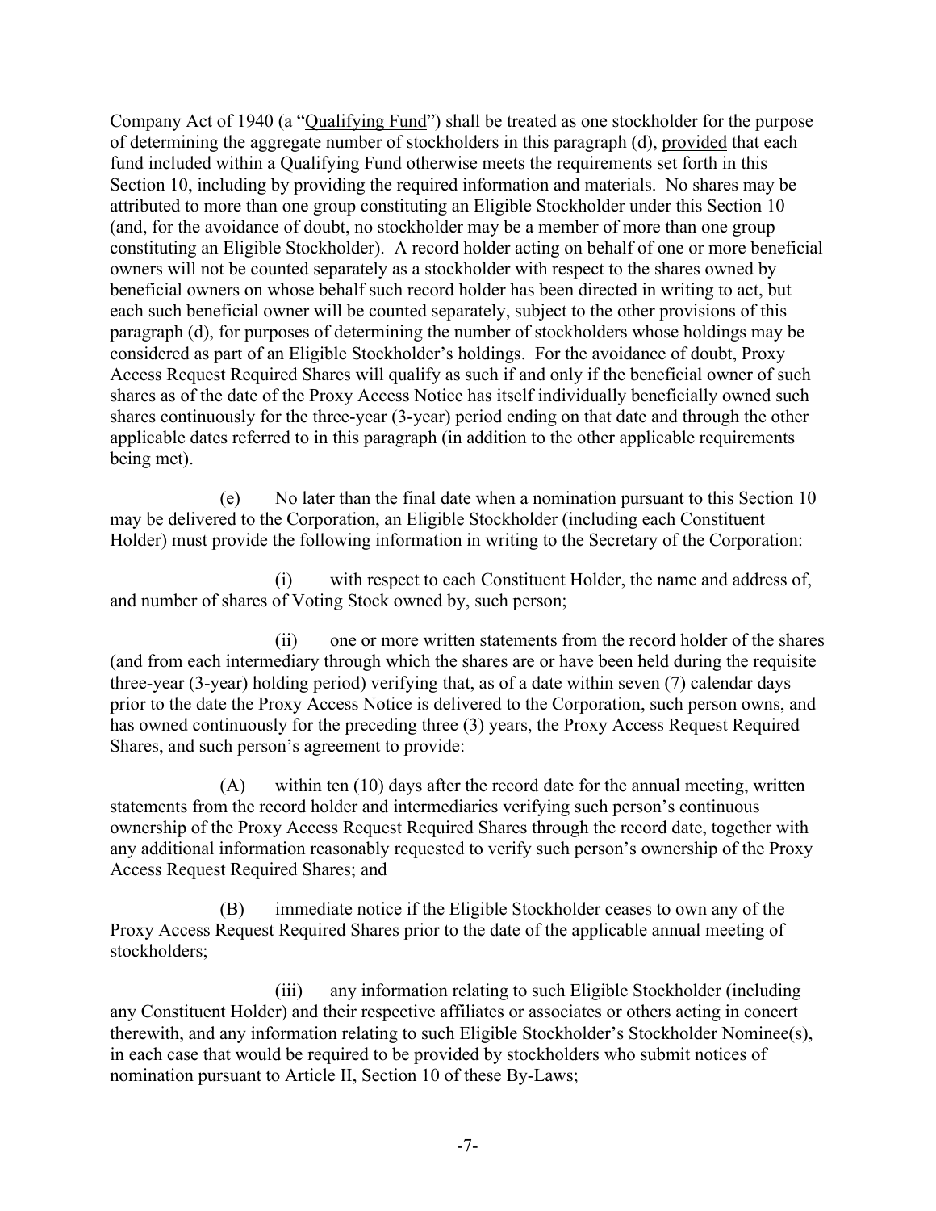Company Act of 1940 (a "Qualifying Fund") shall be treated as one stockholder for the purpose of determining the aggregate number of stockholders in this paragraph (d), provided that each fund included within a Qualifying Fund otherwise meets the requirements set forth in this Section 10, including by providing the required information and materials. No shares may be attributed to more than one group constituting an Eligible Stockholder under this Section 10 (and, for the avoidance of doubt, no stockholder may be a member of more than one group constituting an Eligible Stockholder). A record holder acting on behalf of one or more beneficial owners will not be counted separately as a stockholder with respect to the shares owned by beneficial owners on whose behalf such record holder has been directed in writing to act, but each such beneficial owner will be counted separately, subject to the other provisions of this paragraph (d), for purposes of determining the number of stockholders whose holdings may be considered as part of an Eligible Stockholder's holdings. For the avoidance of doubt, Proxy Access Request Required Shares will qualify as such if and only if the beneficial owner of such shares as of the date of the Proxy Access Notice has itself individually beneficially owned such shares continuously for the three-year (3-year) period ending on that date and through the other applicable dates referred to in this paragraph (in addition to the other applicable requirements being met).

(e) No later than the final date when a nomination pursuant to this Section 10 may be delivered to the Corporation, an Eligible Stockholder (including each Constituent Holder) must provide the following information in writing to the Secretary of the Corporation:

(i) with respect to each Constituent Holder, the name and address of, and number of shares of Voting Stock owned by, such person;

(ii) one or more written statements from the record holder of the shares (and from each intermediary through which the shares are or have been held during the requisite three-year (3-year) holding period) verifying that, as of a date within seven (7) calendar days prior to the date the Proxy Access Notice is delivered to the Corporation, such person owns, and has owned continuously for the preceding three (3) years, the Proxy Access Request Required Shares, and such person's agreement to provide:

(A) within ten (10) days after the record date for the annual meeting, written statements from the record holder and intermediaries verifying such person's continuous ownership of the Proxy Access Request Required Shares through the record date, together with any additional information reasonably requested to verify such person's ownership of the Proxy Access Request Required Shares; and

(B) immediate notice if the Eligible Stockholder ceases to own any of the Proxy Access Request Required Shares prior to the date of the applicable annual meeting of stockholders;

(iii) any information relating to such Eligible Stockholder (including any Constituent Holder) and their respective affiliates or associates or others acting in concert therewith, and any information relating to such Eligible Stockholder's Stockholder Nominee(s), in each case that would be required to be provided by stockholders who submit notices of nomination pursuant to Article II, Section 10 of these By-Laws;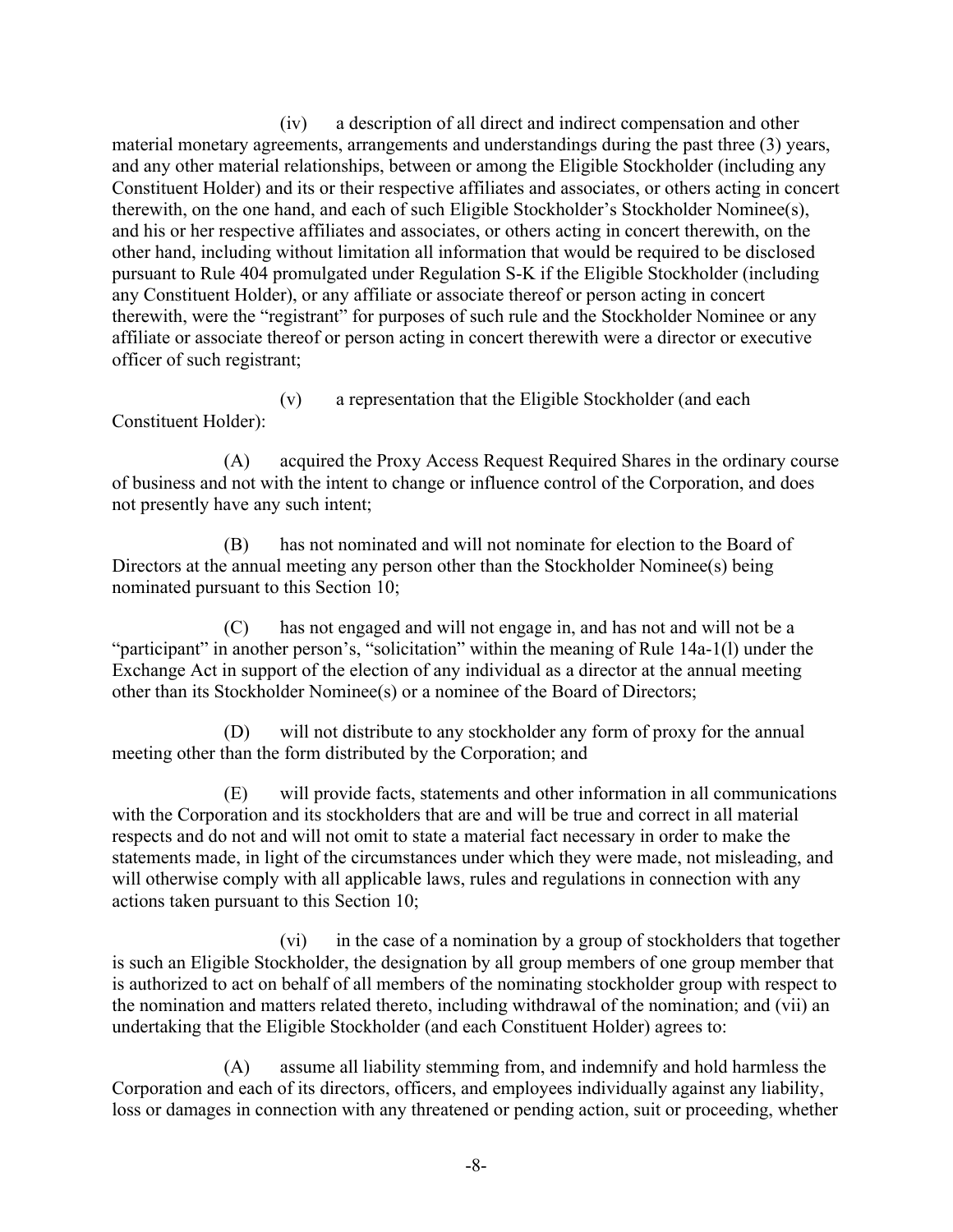(iv) a description of all direct and indirect compensation and other material monetary agreements, arrangements and understandings during the past three (3) years, and any other material relationships, between or among the Eligible Stockholder (including any Constituent Holder) and its or their respective affiliates and associates, or others acting in concert therewith, on the one hand, and each of such Eligible Stockholder's Stockholder Nominee(s), and his or her respective affiliates and associates, or others acting in concert therewith, on the other hand, including without limitation all information that would be required to be disclosed pursuant to Rule 404 promulgated under Regulation S-K if the Eligible Stockholder (including any Constituent Holder), or any affiliate or associate thereof or person acting in concert therewith, were the "registrant" for purposes of such rule and the Stockholder Nominee or any affiliate or associate thereof or person acting in concert therewith were a director or executive officer of such registrant;

(v) a representation that the Eligible Stockholder (and each Constituent Holder):

(A) acquired the Proxy Access Request Required Shares in the ordinary course of business and not with the intent to change or influence control of the Corporation, and does not presently have any such intent;

(B) has not nominated and will not nominate for election to the Board of Directors at the annual meeting any person other than the Stockholder Nominee(s) being nominated pursuant to this Section 10;

(C) has not engaged and will not engage in, and has not and will not be a "participant" in another person's, "solicitation" within the meaning of Rule 14a-1(l) under the Exchange Act in support of the election of any individual as a director at the annual meeting other than its Stockholder Nominee(s) or a nominee of the Board of Directors;

(D) will not distribute to any stockholder any form of proxy for the annual meeting other than the form distributed by the Corporation; and

(E) will provide facts, statements and other information in all communications with the Corporation and its stockholders that are and will be true and correct in all material respects and do not and will not omit to state a material fact necessary in order to make the statements made, in light of the circumstances under which they were made, not misleading, and will otherwise comply with all applicable laws, rules and regulations in connection with any actions taken pursuant to this Section 10;

(vi) in the case of a nomination by a group of stockholders that together is such an Eligible Stockholder, the designation by all group members of one group member that is authorized to act on behalf of all members of the nominating stockholder group with respect to the nomination and matters related thereto, including withdrawal of the nomination; and (vii) an undertaking that the Eligible Stockholder (and each Constituent Holder) agrees to:

(A) assume all liability stemming from, and indemnify and hold harmless the Corporation and each of its directors, officers, and employees individually against any liability, loss or damages in connection with any threatened or pending action, suit or proceeding, whether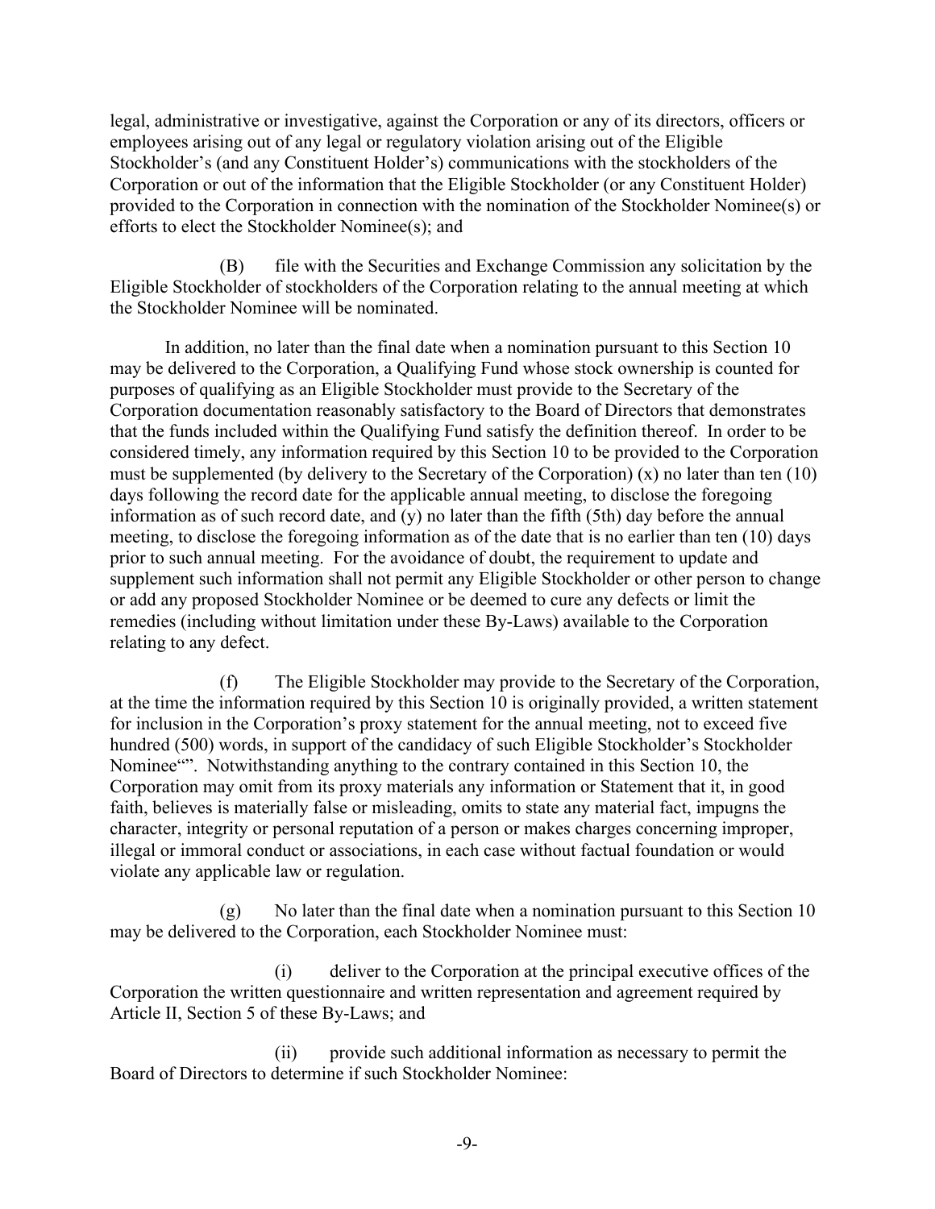legal, administrative or investigative, against the Corporation or any of its directors, officers or employees arising out of any legal or regulatory violation arising out of the Eligible Stockholder's (and any Constituent Holder's) communications with the stockholders of the Corporation or out of the information that the Eligible Stockholder (or any Constituent Holder) provided to the Corporation in connection with the nomination of the Stockholder Nominee(s) or efforts to elect the Stockholder Nominee(s); and

(B) file with the Securities and Exchange Commission any solicitation by the Eligible Stockholder of stockholders of the Corporation relating to the annual meeting at which the Stockholder Nominee will be nominated.

In addition, no later than the final date when a nomination pursuant to this Section 10 may be delivered to the Corporation, a Qualifying Fund whose stock ownership is counted for purposes of qualifying as an Eligible Stockholder must provide to the Secretary of the Corporation documentation reasonably satisfactory to the Board of Directors that demonstrates that the funds included within the Qualifying Fund satisfy the definition thereof. In order to be considered timely, any information required by this Section 10 to be provided to the Corporation must be supplemented (by delivery to the Secretary of the Corporation) (x) no later than ten (10) days following the record date for the applicable annual meeting, to disclose the foregoing information as of such record date, and (y) no later than the fifth (5th) day before the annual meeting, to disclose the foregoing information as of the date that is no earlier than ten (10) days prior to such annual meeting. For the avoidance of doubt, the requirement to update and supplement such information shall not permit any Eligible Stockholder or other person to change or add any proposed Stockholder Nominee or be deemed to cure any defects or limit the remedies (including without limitation under these By-Laws) available to the Corporation relating to any defect.

(f) The Eligible Stockholder may provide to the Secretary of the Corporation, at the time the information required by this Section 10 is originally provided, a written statement for inclusion in the Corporation's proxy statement for the annual meeting, not to exceed five hundred (500) words, in support of the candidacy of such Eligible Stockholder's Stockholder Nominee"". Notwithstanding anything to the contrary contained in this Section 10, the Corporation may omit from its proxy materials any information or Statement that it, in good faith, believes is materially false or misleading, omits to state any material fact, impugns the character, integrity or personal reputation of a person or makes charges concerning improper, illegal or immoral conduct or associations, in each case without factual foundation or would violate any applicable law or regulation.

(g) No later than the final date when a nomination pursuant to this Section 10 may be delivered to the Corporation, each Stockholder Nominee must:

(i) deliver to the Corporation at the principal executive offices of the Corporation the written questionnaire and written representation and agreement required by Article II, Section 5 of these By-Laws; and

(ii) provide such additional information as necessary to permit the Board of Directors to determine if such Stockholder Nominee: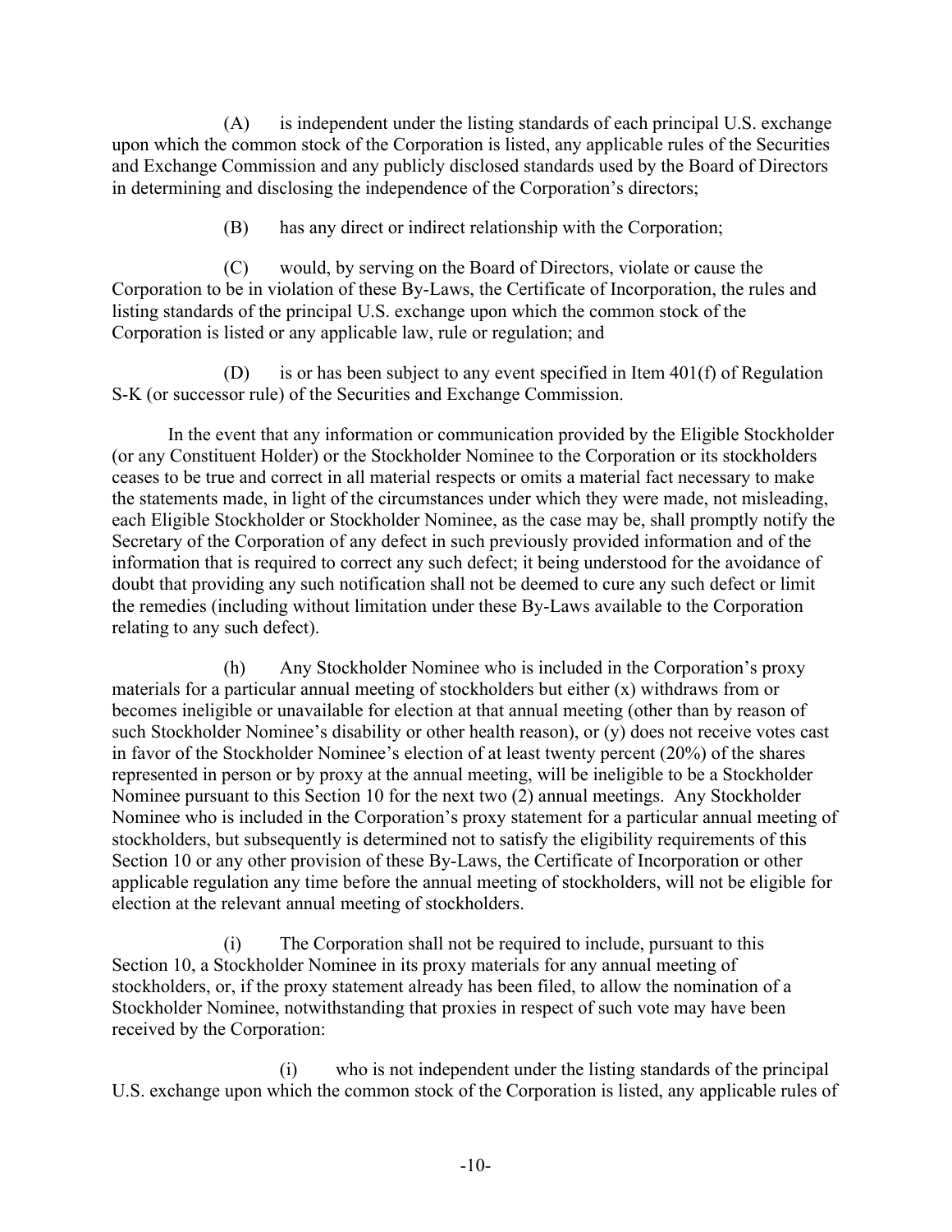(A) is independent under the listing standards of each principal U.S. exchange upon which the common stock of the Corporation is listed, any applicable rules of the Securities and Exchange Commission and any publicly disclosed standards used by the Board of Directors in determining and disclosing the independence of the Corporation's directors;

(B) has any direct or indirect relationship with the Corporation;

(C) would, by serving on the Board of Directors, violate or cause the Corporation to be in violation of these By-Laws, the Certificate of Incorporation, the rules and listing standards of the principal U.S. exchange upon which the common stock of the Corporation is listed or any applicable law, rule or regulation; and

(D) is or has been subject to any event specified in Item 401(f) of Regulation S-K (or successor rule) of the Securities and Exchange Commission.

In the event that any information or communication provided by the Eligible Stockholder (or any Constituent Holder) or the Stockholder Nominee to the Corporation or its stockholders ceases to be true and correct in all material respects or omits a material fact necessary to make the statements made, in light of the circumstances under which they were made, not misleading, each Eligible Stockholder or Stockholder Nominee, as the case may be, shall promptly notify the Secretary of the Corporation of any defect in such previously provided information and of the information that is required to correct any such defect; it being understood for the avoidance of doubt that providing any such notification shall not be deemed to cure any such defect or limit the remedies (including without limitation under these By-Laws available to the Corporation relating to any such defect).

(h) Any Stockholder Nominee who is included in the Corporation's proxy materials for a particular annual meeting of stockholders but either (x) withdraws from or becomes ineligible or unavailable for election at that annual meeting (other than by reason of such Stockholder Nominee's disability or other health reason), or (y) does not receive votes cast in favor of the Stockholder Nominee's election of at least twenty percent (20%) of the shares represented in person or by proxy at the annual meeting, will be ineligible to be a Stockholder Nominee pursuant to this Section 10 for the next two (2) annual meetings. Any Stockholder Nominee who is included in the Corporation's proxy statement for a particular annual meeting of stockholders, but subsequently is determined not to satisfy the eligibility requirements of this Section 10 or any other provision of these By-Laws, the Certificate of Incorporation or other applicable regulation any time before the annual meeting of stockholders, will not be eligible for election at the relevant annual meeting of stockholders.

(i) The Corporation shall not be required to include, pursuant to this Section 10, a Stockholder Nominee in its proxy materials for any annual meeting of stockholders, or, if the proxy statement already has been filed, to allow the nomination of a Stockholder Nominee, notwithstanding that proxies in respect of such vote may have been received by the Corporation:

(i) who is not independent under the listing standards of the principal U.S. exchange upon which the common stock of the Corporation is listed, any applicable rules of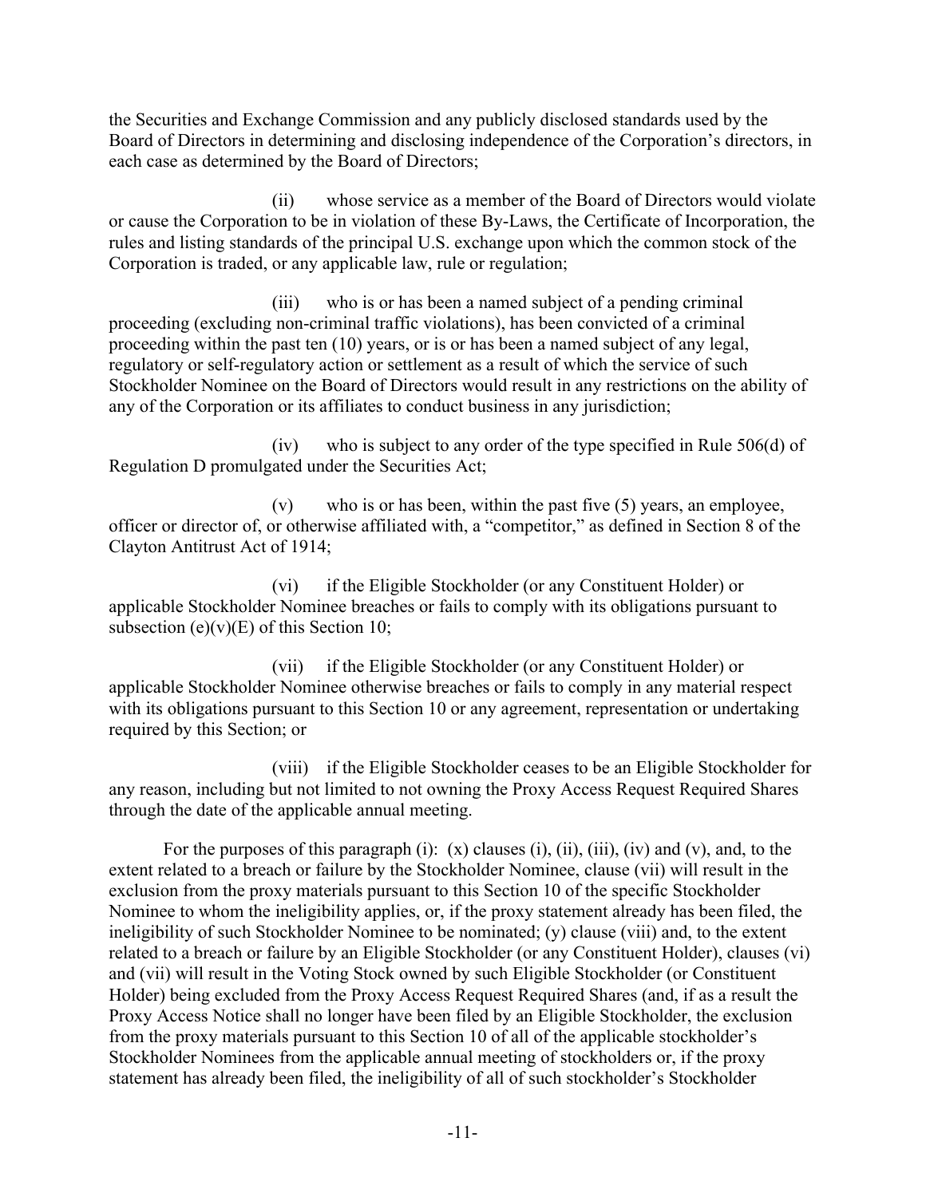the Securities and Exchange Commission and any publicly disclosed standards used by the Board of Directors in determining and disclosing independence of the Corporation's directors, in each case as determined by the Board of Directors;

(ii) whose service as a member of the Board of Directors would violate or cause the Corporation to be in violation of these By-Laws, the Certificate of Incorporation, the rules and listing standards of the principal U.S. exchange upon which the common stock of the Corporation is traded, or any applicable law, rule or regulation;

(iii) who is or has been a named subject of a pending criminal proceeding (excluding non-criminal traffic violations), has been convicted of a criminal proceeding within the past ten (10) years, or is or has been a named subject of any legal, regulatory or self-regulatory action or settlement as a result of which the service of such Stockholder Nominee on the Board of Directors would result in any restrictions on the ability of any of the Corporation or its affiliates to conduct business in any jurisdiction;

(iv) who is subject to any order of the type specified in Rule 506(d) of Regulation D promulgated under the Securities Act;

(v) who is or has been, within the past five (5) years, an employee, officer or director of, or otherwise affiliated with, a "competitor," as defined in Section 8 of the Clayton Antitrust Act of 1914;

(vi) if the Eligible Stockholder (or any Constituent Holder) or applicable Stockholder Nominee breaches or fails to comply with its obligations pursuant to subsection (e)(v)(E) of this Section 10;

(vii) if the Eligible Stockholder (or any Constituent Holder) or applicable Stockholder Nominee otherwise breaches or fails to comply in any material respect with its obligations pursuant to this Section 10 or any agreement, representation or undertaking required by this Section; or

(viii) if the Eligible Stockholder ceases to be an Eligible Stockholder for any reason, including but not limited to not owning the Proxy Access Request Required Shares through the date of the applicable annual meeting.

For the purposes of this paragraph (i): (x) clauses (i), (ii), (iii), (iv) and (v), and, to the extent related to a breach or failure by the Stockholder Nominee, clause (vii) will result in the exclusion from the proxy materials pursuant to this Section 10 of the specific Stockholder Nominee to whom the ineligibility applies, or, if the proxy statement already has been filed, the ineligibility of such Stockholder Nominee to be nominated; (y) clause (viii) and, to the extent related to a breach or failure by an Eligible Stockholder (or any Constituent Holder), clauses (vi) and (vii) will result in the Voting Stock owned by such Eligible Stockholder (or Constituent Holder) being excluded from the Proxy Access Request Required Shares (and, if as a result the Proxy Access Notice shall no longer have been filed by an Eligible Stockholder, the exclusion from the proxy materials pursuant to this Section 10 of all of the applicable stockholder's Stockholder Nominees from the applicable annual meeting of stockholders or, if the proxy statement has already been filed, the ineligibility of all of such stockholder's Stockholder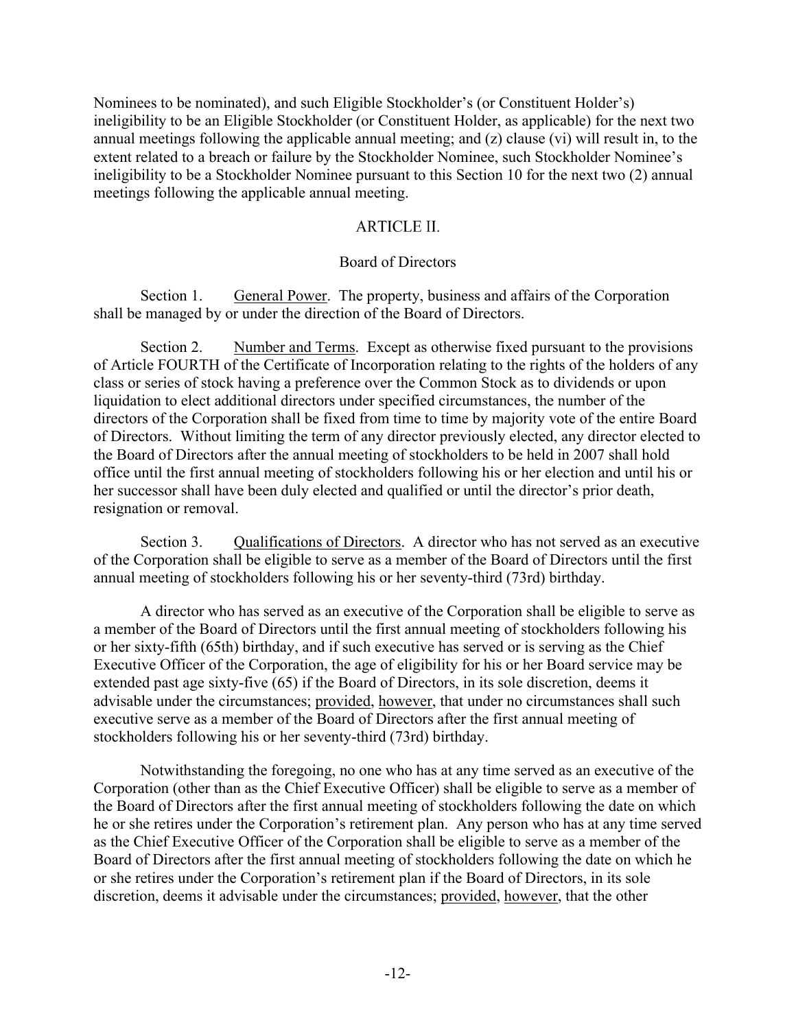Nominees to be nominated), and such Eligible Stockholder's (or Constituent Holder's) ineligibility to be an Eligible Stockholder (or Constituent Holder, as applicable) for the next two annual meetings following the applicable annual meeting; and (z) clause (vi) will result in, to the extent related to a breach or failure by the Stockholder Nominee, such Stockholder Nominee's ineligibility to be a Stockholder Nominee pursuant to this Section 10 for the next two (2) annual meetings following the applicable annual meeting.

## ARTICLE II.

### Board of Directors

Section 1. General Power. The property, business and affairs of the Corporation shall be managed by or under the direction of the Board of Directors.

Section 2. Number and Terms. Except as otherwise fixed pursuant to the provisions of Article FOURTH of the Certificate of Incorporation relating to the rights of the holders of any class or series of stock having a preference over the Common Stock as to dividends or upon liquidation to elect additional directors under specified circumstances, the number of the directors of the Corporation shall be fixed from time to time by majority vote of the entire Board of Directors. Without limiting the term of any director previously elected, any director elected to the Board of Directors after the annual meeting of stockholders to be held in 2007 shall hold office until the first annual meeting of stockholders following his or her election and until his or her successor shall have been duly elected and qualified or until the director's prior death, resignation or removal.

Section 3. Qualifications of Directors. A director who has not served as an executive of the Corporation shall be eligible to serve as a member of the Board of Directors until the first annual meeting of stockholders following his or her seventy-third (73rd) birthday.

A director who has served as an executive of the Corporation shall be eligible to serve as a member of the Board of Directors until the first annual meeting of stockholders following his or her sixty-fifth (65th) birthday, and if such executive has served or is serving as the Chief Executive Officer of the Corporation, the age of eligibility for his or her Board service may be extended past age sixty-five (65) if the Board of Directors, in its sole discretion, deems it advisable under the circumstances; provided, however, that under no circumstances shall such executive serve as a member of the Board of Directors after the first annual meeting of stockholders following his or her seventy-third (73rd) birthday.

Notwithstanding the foregoing, no one who has at any time served as an executive of the Corporation (other than as the Chief Executive Officer) shall be eligible to serve as a member of the Board of Directors after the first annual meeting of stockholders following the date on which he or she retires under the Corporation's retirement plan. Any person who has at any time served as the Chief Executive Officer of the Corporation shall be eligible to serve as a member of the Board of Directors after the first annual meeting of stockholders following the date on which he or she retires under the Corporation's retirement plan if the Board of Directors, in its sole discretion, deems it advisable under the circumstances; provided, however, that the other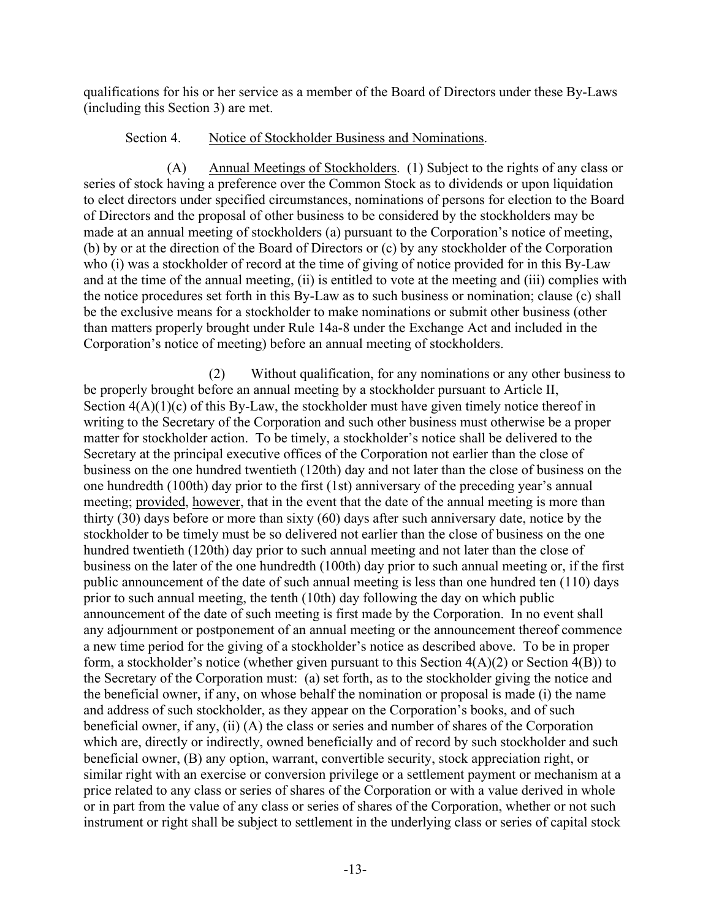qualifications for his or her service as a member of the Board of Directors under these By-Laws (including this Section 3) are met.

Section 4. Notice of Stockholder Business and Nominations.

(A) Annual Meetings of Stockholders. (1) Subject to the rights of any class or series of stock having a preference over the Common Stock as to dividends or upon liquidation to elect directors under specified circumstances, nominations of persons for election to the Board of Directors and the proposal of other business to be considered by the stockholders may be made at an annual meeting of stockholders (a) pursuant to the Corporation's notice of meeting, (b) by or at the direction of the Board of Directors or (c) by any stockholder of the Corporation who (i) was a stockholder of record at the time of giving of notice provided for in this By-Law and at the time of the annual meeting, (ii) is entitled to vote at the meeting and (iii) complies with the notice procedures set forth in this By-Law as to such business or nomination; clause (c) shall be the exclusive means for a stockholder to make nominations or submit other business (other than matters properly brought under Rule 14a-8 under the Exchange Act and included in the Corporation's notice of meeting) before an annual meeting of stockholders.

(2) Without qualification, for any nominations or any other business to be properly brought before an annual meeting by a stockholder pursuant to Article II, Section 4(A)(1)(c) of this By-Law, the stockholder must have given timely notice thereof in writing to the Secretary of the Corporation and such other business must otherwise be a proper matter for stockholder action. To be timely, a stockholder's notice shall be delivered to the Secretary at the principal executive offices of the Corporation not earlier than the close of business on the one hundred twentieth (120th) day and not later than the close of business on the one hundredth (100th) day prior to the first (1st) anniversary of the preceding year's annual meeting; provided, however, that in the event that the date of the annual meeting is more than thirty (30) days before or more than sixty (60) days after such anniversary date, notice by the stockholder to be timely must be so delivered not earlier than the close of business on the one hundred twentieth (120th) day prior to such annual meeting and not later than the close of business on the later of the one hundredth (100th) day prior to such annual meeting or, if the first public announcement of the date of such annual meeting is less than one hundred ten (110) days prior to such annual meeting, the tenth (10th) day following the day on which public announcement of the date of such meeting is first made by the Corporation. In no event shall any adjournment or postponement of an annual meeting or the announcement thereof commence a new time period for the giving of a stockholder's notice as described above. To be in proper form, a stockholder's notice (whether given pursuant to this Section 4(A)(2) or Section 4(B)) to the Secretary of the Corporation must: (a) set forth, as to the stockholder giving the notice and the beneficial owner, if any, on whose behalf the nomination or proposal is made (i) the name and address of such stockholder, as they appear on the Corporation's books, and of such beneficial owner, if any, (ii) (A) the class or series and number of shares of the Corporation which are, directly or indirectly, owned beneficially and of record by such stockholder and such beneficial owner, (B) any option, warrant, convertible security, stock appreciation right, or similar right with an exercise or conversion privilege or a settlement payment or mechanism at a price related to any class or series of shares of the Corporation or with a value derived in whole or in part from the value of any class or series of shares of the Corporation, whether or not such instrument or right shall be subject to settlement in the underlying class or series of capital stock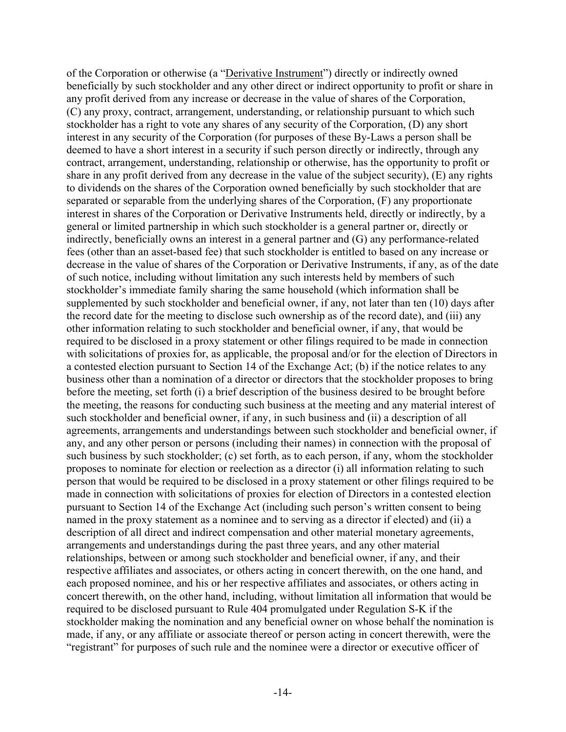of the Corporation or otherwise (a "Derivative Instrument") directly or indirectly owned beneficially by such stockholder and any other direct or indirect opportunity to profit or share in any profit derived from any increase or decrease in the value of shares of the Corporation, (C) any proxy, contract, arrangement, understanding, or relationship pursuant to which such stockholder has a right to vote any shares of any security of the Corporation, (D) any short interest in any security of the Corporation (for purposes of these By-Laws a person shall be deemed to have a short interest in a security if such person directly or indirectly, through any contract, arrangement, understanding, relationship or otherwise, has the opportunity to profit or share in any profit derived from any decrease in the value of the subject security), (E) any rights to dividends on the shares of the Corporation owned beneficially by such stockholder that are separated or separable from the underlying shares of the Corporation, (F) any proportionate interest in shares of the Corporation or Derivative Instruments held, directly or indirectly, by a general or limited partnership in which such stockholder is a general partner or, directly or indirectly, beneficially owns an interest in a general partner and (G) any performance-related fees (other than an asset-based fee) that such stockholder is entitled to based on any increase or decrease in the value of shares of the Corporation or Derivative Instruments, if any, as of the date of such notice, including without limitation any such interests held by members of such stockholder's immediate family sharing the same household (which information shall be supplemented by such stockholder and beneficial owner, if any, not later than ten (10) days after the record date for the meeting to disclose such ownership as of the record date), and (iii) any other information relating to such stockholder and beneficial owner, if any, that would be required to be disclosed in a proxy statement or other filings required to be made in connection with solicitations of proxies for, as applicable, the proposal and/or for the election of Directors in a contested election pursuant to Section 14 of the Exchange Act; (b) if the notice relates to any business other than a nomination of a director or directors that the stockholder proposes to bring before the meeting, set forth (i) a brief description of the business desired to be brought before the meeting, the reasons for conducting such business at the meeting and any material interest of such stockholder and beneficial owner, if any, in such business and (ii) a description of all agreements, arrangements and understandings between such stockholder and beneficial owner, if any, and any other person or persons (including their names) in connection with the proposal of such business by such stockholder; (c) set forth, as to each person, if any, whom the stockholder proposes to nominate for election or reelection as a director (i) all information relating to such person that would be required to be disclosed in a proxy statement or other filings required to be made in connection with solicitations of proxies for election of Directors in a contested election pursuant to Section 14 of the Exchange Act (including such person's written consent to being named in the proxy statement as a nominee and to serving as a director if elected) and (ii) a description of all direct and indirect compensation and other material monetary agreements, arrangements and understandings during the past three years, and any other material relationships, between or among such stockholder and beneficial owner, if any, and their respective affiliates and associates, or others acting in concert therewith, on the one hand, and each proposed nominee, and his or her respective affiliates and associates, or others acting in concert therewith, on the other hand, including, without limitation all information that would be required to be disclosed pursuant to Rule 404 promulgated under Regulation S-K if the stockholder making the nomination and any beneficial owner on whose behalf the nomination is made, if any, or any affiliate or associate thereof or person acting in concert therewith, were the "registrant" for purposes of such rule and the nominee were a director or executive officer of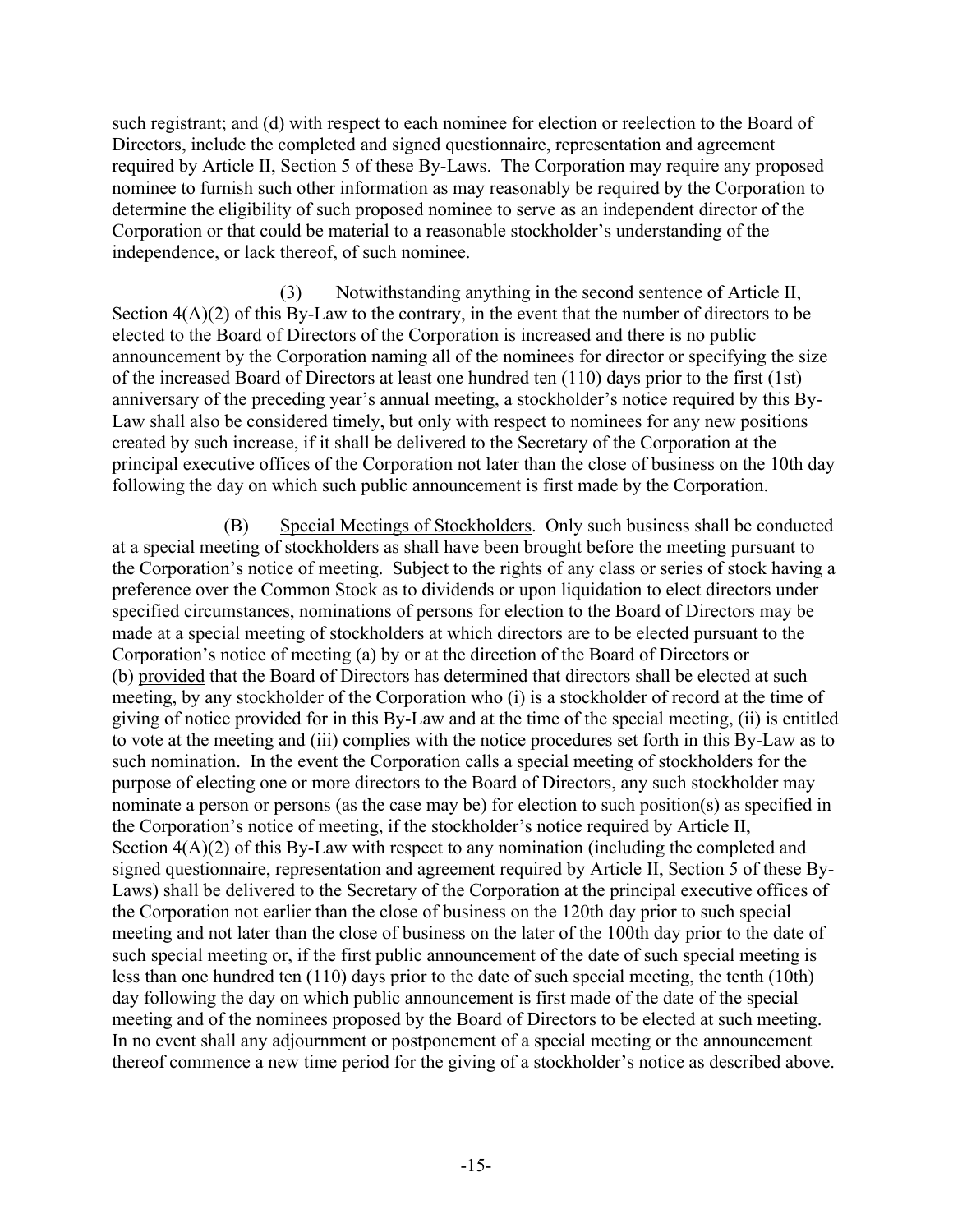such registrant; and (d) with respect to each nominee for election or reelection to the Board of Directors, include the completed and signed questionnaire, representation and agreement required by Article II, Section 5 of these By-Laws. The Corporation may require any proposed nominee to furnish such other information as may reasonably be required by the Corporation to determine the eligibility of such proposed nominee to serve as an independent director of the Corporation or that could be material to a reasonable stockholder's understanding of the independence, or lack thereof, of such nominee.

(3) Notwithstanding anything in the second sentence of Article II, Section 4(A)(2) of this By-Law to the contrary, in the event that the number of directors to be elected to the Board of Directors of the Corporation is increased and there is no public announcement by the Corporation naming all of the nominees for director or specifying the size of the increased Board of Directors at least one hundred ten (110) days prior to the first (1st) anniversary of the preceding year's annual meeting, a stockholder's notice required by this By-Law shall also be considered timely, but only with respect to nominees for any new positions created by such increase, if it shall be delivered to the Secretary of the Corporation at the principal executive offices of the Corporation not later than the close of business on the 10th day following the day on which such public announcement is first made by the Corporation.

(B) Special Meetings of Stockholders. Only such business shall be conducted at a special meeting of stockholders as shall have been brought before the meeting pursuant to the Corporation's notice of meeting. Subject to the rights of any class or series of stock having a preference over the Common Stock as to dividends or upon liquidation to elect directors under specified circumstances, nominations of persons for election to the Board of Directors may be made at a special meeting of stockholders at which directors are to be elected pursuant to the Corporation's notice of meeting (a) by or at the direction of the Board of Directors or (b) provided that the Board of Directors has determined that directors shall be elected at such meeting, by any stockholder of the Corporation who (i) is a stockholder of record at the time of giving of notice provided for in this By-Law and at the time of the special meeting, (ii) is entitled to vote at the meeting and (iii) complies with the notice procedures set forth in this By-Law as to such nomination. In the event the Corporation calls a special meeting of stockholders for the purpose of electing one or more directors to the Board of Directors, any such stockholder may nominate a person or persons (as the case may be) for election to such position(s) as specified in the Corporation's notice of meeting, if the stockholder's notice required by Article II, Section 4(A)(2) of this By-Law with respect to any nomination (including the completed and signed questionnaire, representation and agreement required by Article II, Section 5 of these By-Laws) shall be delivered to the Secretary of the Corporation at the principal executive offices of the Corporation not earlier than the close of business on the 120th day prior to such special meeting and not later than the close of business on the later of the 100th day prior to the date of such special meeting or, if the first public announcement of the date of such special meeting is less than one hundred ten (110) days prior to the date of such special meeting, the tenth (10th) day following the day on which public announcement is first made of the date of the special meeting and of the nominees proposed by the Board of Directors to be elected at such meeting. In no event shall any adjournment or postponement of a special meeting or the announcement thereof commence a new time period for the giving of a stockholder's notice as described above.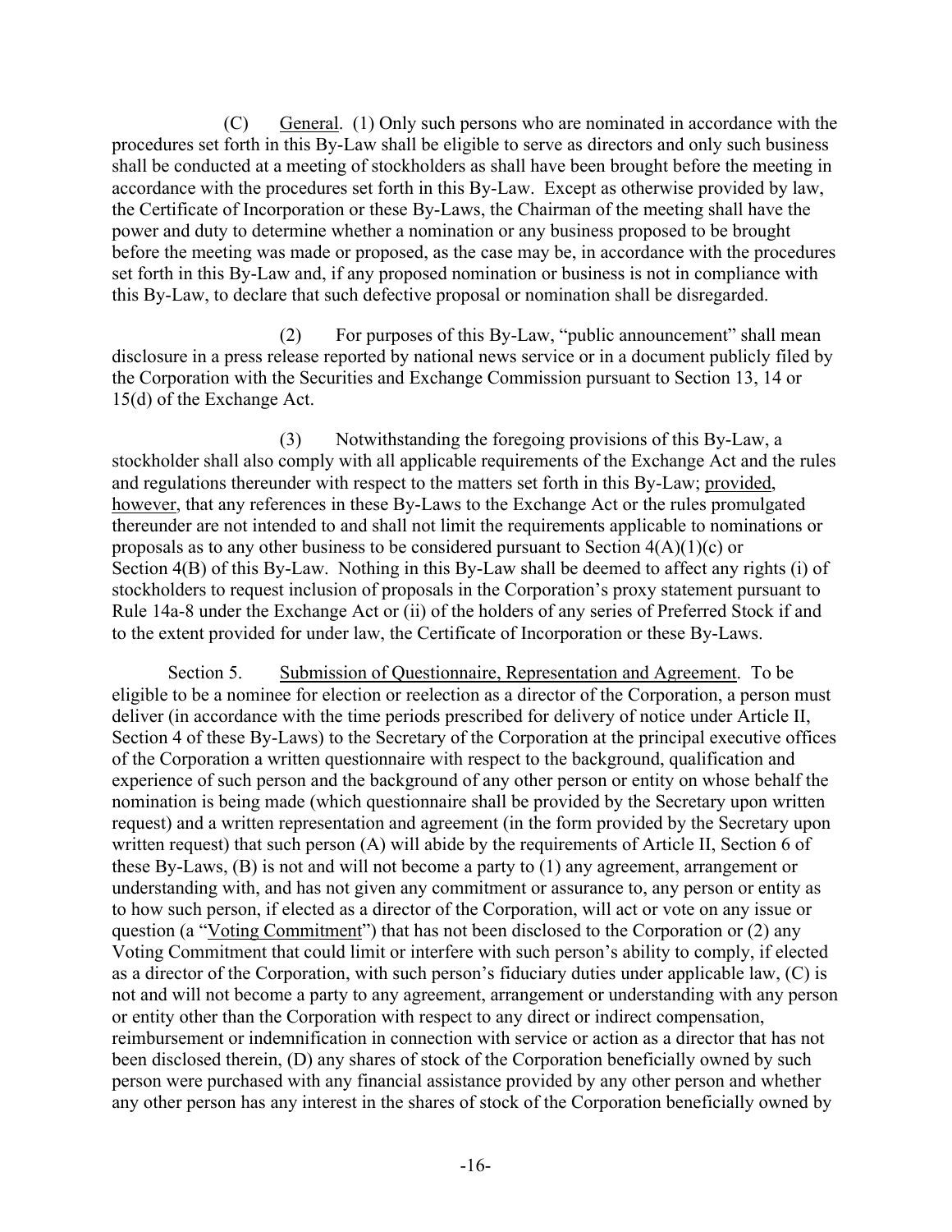(C) General. (1) Only such persons who are nominated in accordance with the procedures set forth in this By-Law shall be eligible to serve as directors and only such business shall be conducted at a meeting of stockholders as shall have been brought before the meeting in accordance with the procedures set forth in this By-Law. Except as otherwise provided by law, the Certificate of Incorporation or these By-Laws, the Chairman of the meeting shall have the power and duty to determine whether a nomination or any business proposed to be brought before the meeting was made or proposed, as the case may be, in accordance with the procedures set forth in this By-Law and, if any proposed nomination or business is not in compliance with this By-Law, to declare that such defective proposal or nomination shall be disregarded.

(2) For purposes of this By-Law, "public announcement" shall mean disclosure in a press release reported by national news service or in a document publicly filed by the Corporation with the Securities and Exchange Commission pursuant to Section 13, 14 or 15(d) of the Exchange Act.

(3) Notwithstanding the foregoing provisions of this By-Law, a stockholder shall also comply with all applicable requirements of the Exchange Act and the rules and regulations thereunder with respect to the matters set forth in this By-Law; provided, however, that any references in these By-Laws to the Exchange Act or the rules promulgated thereunder are not intended to and shall not limit the requirements applicable to nominations or proposals as to any other business to be considered pursuant to Section 4(A)(1)(c) or Section 4(B) of this By-Law. Nothing in this By-Law shall be deemed to affect any rights (i) of stockholders to request inclusion of proposals in the Corporation's proxy statement pursuant to Rule 14a-8 under the Exchange Act or (ii) of the holders of any series of Preferred Stock if and to the extent provided for under law, the Certificate of Incorporation or these By-Laws.

Section 5. Submission of Questionnaire, Representation and Agreement. To be eligible to be a nominee for election or reelection as a director of the Corporation, a person must deliver (in accordance with the time periods prescribed for delivery of notice under Article II, Section 4 of these By-Laws) to the Secretary of the Corporation at the principal executive offices of the Corporation a written questionnaire with respect to the background, qualification and experience of such person and the background of any other person or entity on whose behalf the nomination is being made (which questionnaire shall be provided by the Secretary upon written request) and a written representation and agreement (in the form provided by the Secretary upon written request) that such person (A) will abide by the requirements of Article II, Section 6 of these By-Laws, (B) is not and will not become a party to (1) any agreement, arrangement or understanding with, and has not given any commitment or assurance to, any person or entity as to how such person, if elected as a director of the Corporation, will act or vote on any issue or question (a "Voting Commitment") that has not been disclosed to the Corporation or (2) any Voting Commitment that could limit or interfere with such person's ability to comply, if elected as a director of the Corporation, with such person's fiduciary duties under applicable law, (C) is not and will not become a party to any agreement, arrangement or understanding with any person or entity other than the Corporation with respect to any direct or indirect compensation, reimbursement or indemnification in connection with service or action as a director that has not been disclosed therein, (D) any shares of stock of the Corporation beneficially owned by such person were purchased with any financial assistance provided by any other person and whether any other person has any interest in the shares of stock of the Corporation beneficially owned by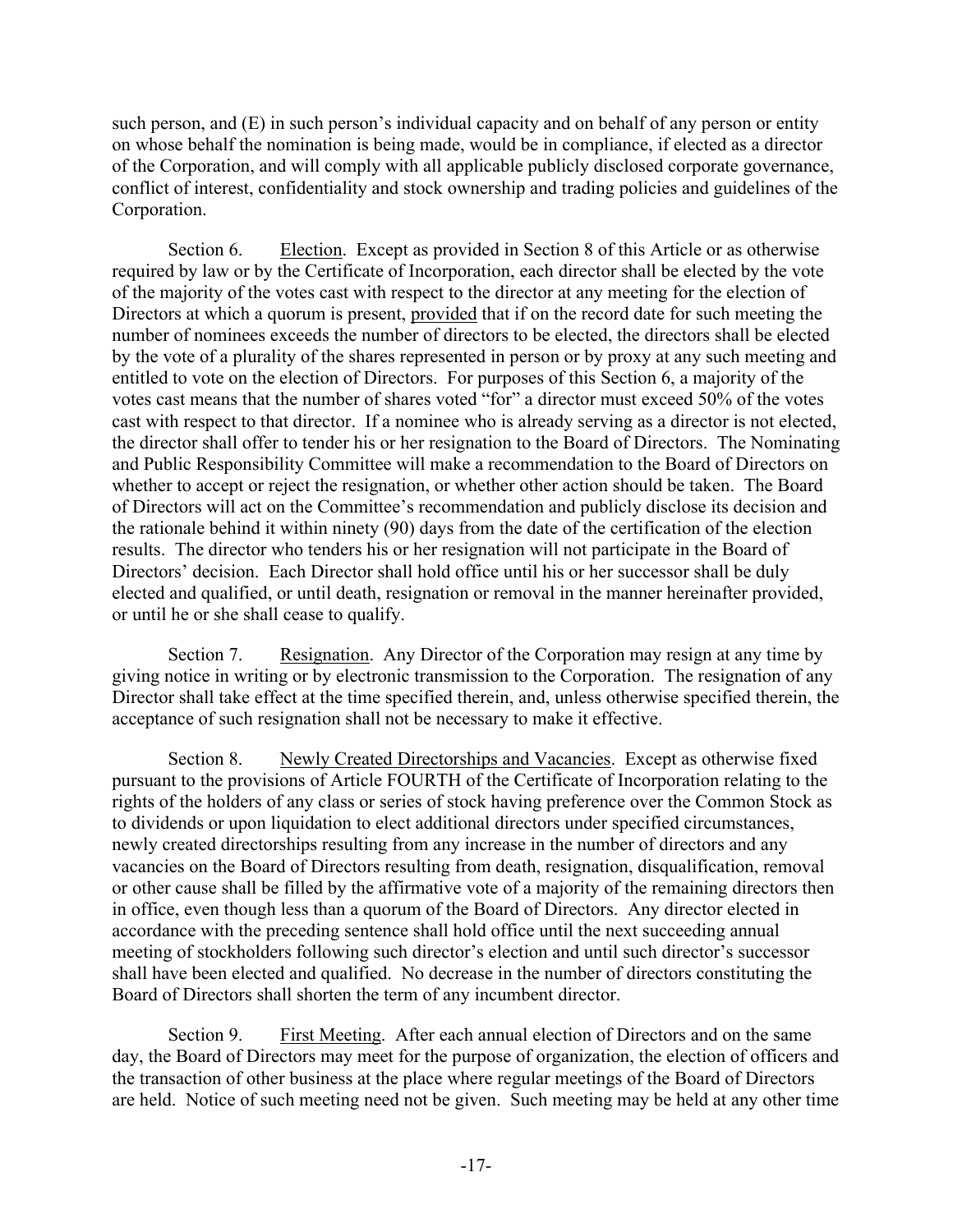such person, and (E) in such person's individual capacity and on behalf of any person or entity on whose behalf the nomination is being made, would be in compliance, if elected as a director of the Corporation, and will comply with all applicable publicly disclosed corporate governance, conflict of interest, confidentiality and stock ownership and trading policies and guidelines of the Corporation.

Section 6. Election. Except as provided in Section 8 of this Article or as otherwise required by law or by the Certificate of Incorporation, each director shall be elected by the vote of the majority of the votes cast with respect to the director at any meeting for the election of Directors at which a quorum is present, provided that if on the record date for such meeting the number of nominees exceeds the number of directors to be elected, the directors shall be elected by the vote of a plurality of the shares represented in person or by proxy at any such meeting and entitled to vote on the election of Directors. For purposes of this Section 6, a majority of the votes cast means that the number of shares voted "for" a director must exceed 50% of the votes cast with respect to that director. If a nominee who is already serving as a director is not elected, the director shall offer to tender his or her resignation to the Board of Directors. The Nominating and Public Responsibility Committee will make a recommendation to the Board of Directors on whether to accept or reject the resignation, or whether other action should be taken. The Board of Directors will act on the Committee's recommendation and publicly disclose its decision and the rationale behind it within ninety (90) days from the date of the certification of the election results. The director who tenders his or her resignation will not participate in the Board of Directors' decision. Each Director shall hold office until his or her successor shall be duly elected and qualified, or until death, resignation or removal in the manner hereinafter provided, or until he or she shall cease to qualify.

Section 7. Resignation. Any Director of the Corporation may resign at any time by giving notice in writing or by electronic transmission to the Corporation. The resignation of any Director shall take effect at the time specified therein, and, unless otherwise specified therein, the acceptance of such resignation shall not be necessary to make it effective.

Section 8. Newly Created Directorships and Vacancies. Except as otherwise fixed pursuant to the provisions of Article FOURTH of the Certificate of Incorporation relating to the rights of the holders of any class or series of stock having preference over the Common Stock as to dividends or upon liquidation to elect additional directors under specified circumstances, newly created directorships resulting from any increase in the number of directors and any vacancies on the Board of Directors resulting from death, resignation, disqualification, removal or other cause shall be filled by the affirmative vote of a majority of the remaining directors then in office, even though less than a quorum of the Board of Directors. Any director elected in accordance with the preceding sentence shall hold office until the next succeeding annual meeting of stockholders following such director's election and until such director's successor shall have been elected and qualified. No decrease in the number of directors constituting the Board of Directors shall shorten the term of any incumbent director.

Section 9. First Meeting. After each annual election of Directors and on the same day, the Board of Directors may meet for the purpose of organization, the election of officers and the transaction of other business at the place where regular meetings of the Board of Directors are held. Notice of such meeting need not be given. Such meeting may be held at any other time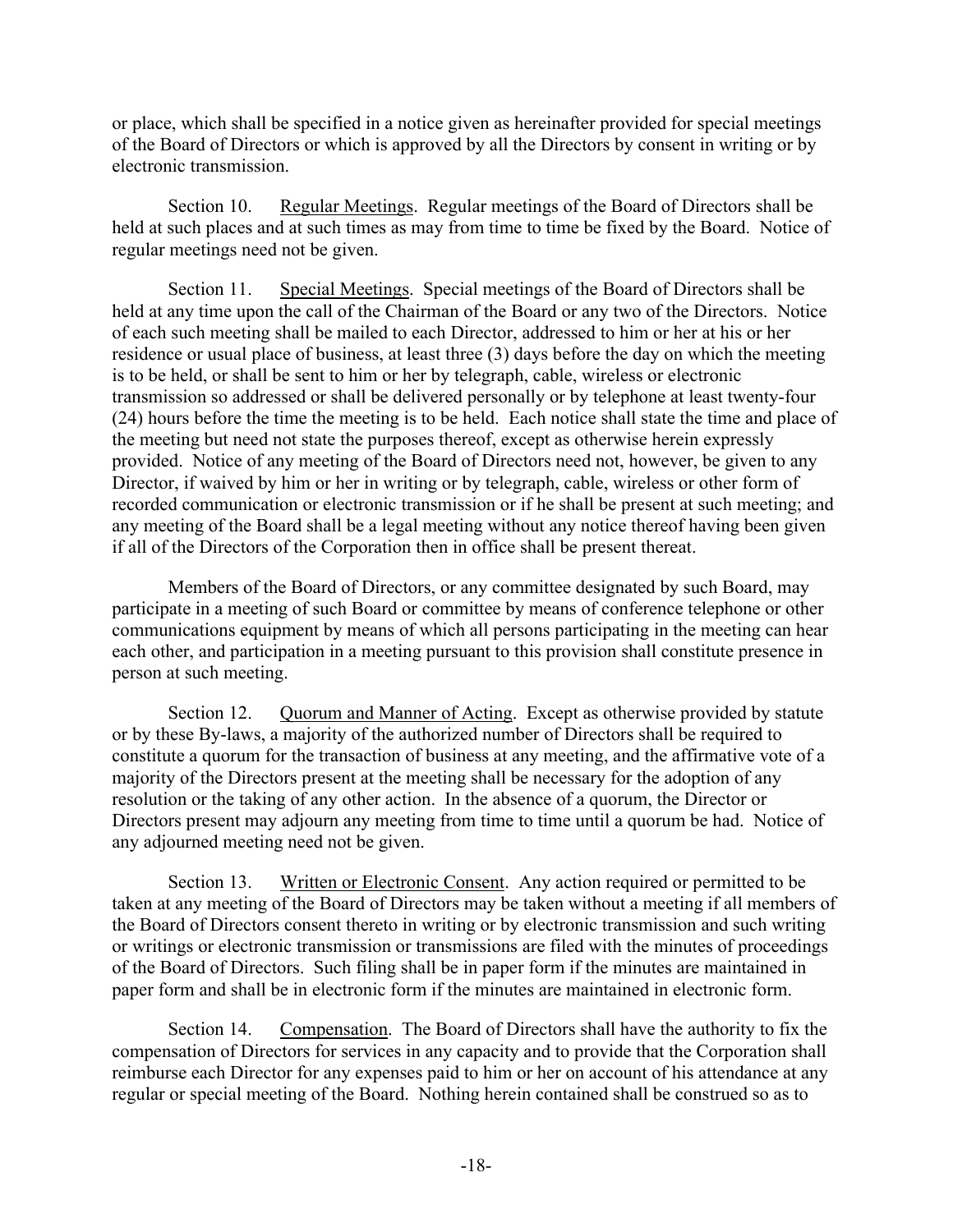or place, which shall be specified in a notice given as hereinafter provided for special meetings of the Board of Directors or which is approved by all the Directors by consent in writing or by electronic transmission.

Section 10. Regular Meetings. Regular meetings of the Board of Directors shall be held at such places and at such times as may from time to time be fixed by the Board. Notice of regular meetings need not be given.

Section 11. Special Meetings. Special meetings of the Board of Directors shall be held at any time upon the call of the Chairman of the Board or any two of the Directors. Notice of each such meeting shall be mailed to each Director, addressed to him or her at his or her residence or usual place of business, at least three (3) days before the day on which the meeting is to be held, or shall be sent to him or her by telegraph, cable, wireless or electronic transmission so addressed or shall be delivered personally or by telephone at least twenty-four (24) hours before the time the meeting is to be held. Each notice shall state the time and place of the meeting but need not state the purposes thereof, except as otherwise herein expressly provided. Notice of any meeting of the Board of Directors need not, however, be given to any Director, if waived by him or her in writing or by telegraph, cable, wireless or other form of recorded communication or electronic transmission or if he shall be present at such meeting; and any meeting of the Board shall be a legal meeting without any notice thereof having been given if all of the Directors of the Corporation then in office shall be present thereat.

Members of the Board of Directors, or any committee designated by such Board, may participate in a meeting of such Board or committee by means of conference telephone or other communications equipment by means of which all persons participating in the meeting can hear each other, and participation in a meeting pursuant to this provision shall constitute presence in person at such meeting.

Section 12. Quorum and Manner of Acting. Except as otherwise provided by statute or by these By-laws, a majority of the authorized number of Directors shall be required to constitute a quorum for the transaction of business at any meeting, and the affirmative vote of a majority of the Directors present at the meeting shall be necessary for the adoption of any resolution or the taking of any other action. In the absence of a quorum, the Director or Directors present may adjourn any meeting from time to time until a quorum be had. Notice of any adjourned meeting need not be given.

Section 13. Written or Electronic Consent. Any action required or permitted to be taken at any meeting of the Board of Directors may be taken without a meeting if all members of the Board of Directors consent thereto in writing or by electronic transmission and such writing or writings or electronic transmission or transmissions are filed with the minutes of proceedings of the Board of Directors. Such filing shall be in paper form if the minutes are maintained in paper form and shall be in electronic form if the minutes are maintained in electronic form.

Section 14. Compensation. The Board of Directors shall have the authority to fix the compensation of Directors for services in any capacity and to provide that the Corporation shall reimburse each Director for any expenses paid to him or her on account of his attendance at any regular or special meeting of the Board. Nothing herein contained shall be construed so as to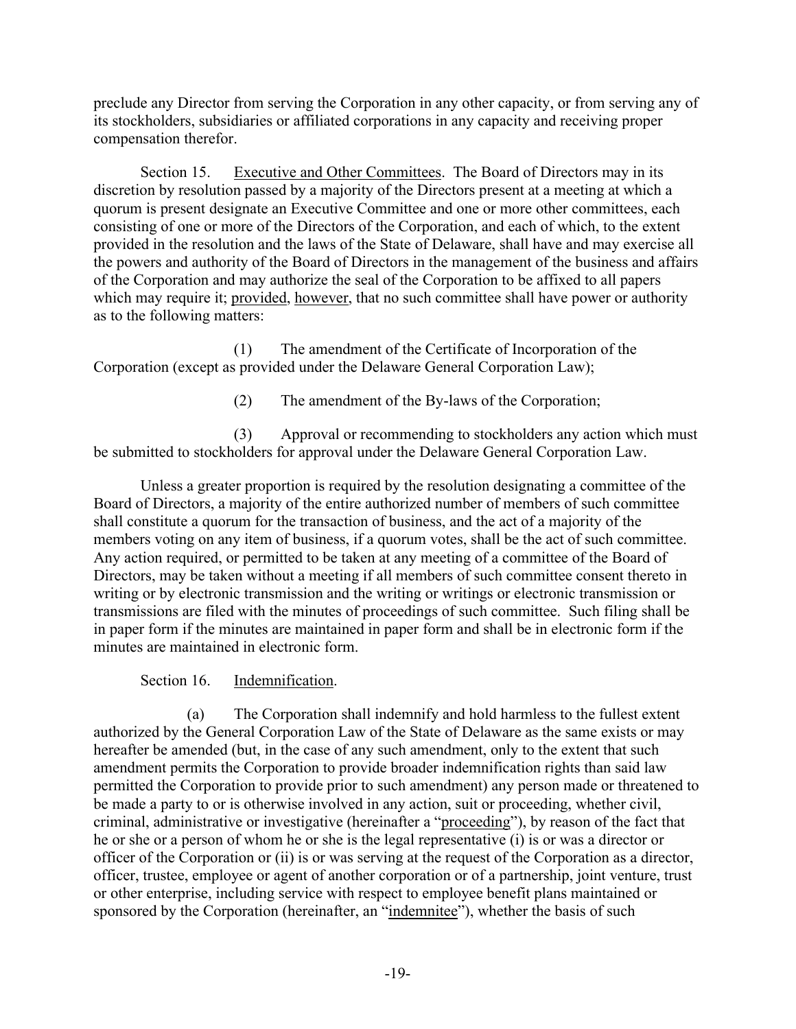preclude any Director from serving the Corporation in any other capacity, or from serving any of its stockholders, subsidiaries or affiliated corporations in any capacity and receiving proper compensation therefor.

Section 15. Executive and Other Committees. The Board of Directors may in its discretion by resolution passed by a majority of the Directors present at a meeting at which a quorum is present designate an Executive Committee and one or more other committees, each consisting of one or more of the Directors of the Corporation, and each of which, to the extent provided in the resolution and the laws of the State of Delaware, shall have and may exercise all the powers and authority of the Board of Directors in the management of the business and affairs of the Corporation and may authorize the seal of the Corporation to be affixed to all papers which may require it; provided, however, that no such committee shall have power or authority as to the following matters:

(1) The amendment of the Certificate of Incorporation of the Corporation (except as provided under the Delaware General Corporation Law);

(2) The amendment of the By-laws of the Corporation;

(3) Approval or recommending to stockholders any action which must be submitted to stockholders for approval under the Delaware General Corporation Law.

Unless a greater proportion is required by the resolution designating a committee of the Board of Directors, a majority of the entire authorized number of members of such committee shall constitute a quorum for the transaction of business, and the act of a majority of the members voting on any item of business, if a quorum votes, shall be the act of such committee. Any action required, or permitted to be taken at any meeting of a committee of the Board of Directors, may be taken without a meeting if all members of such committee consent thereto in writing or by electronic transmission and the writing or writings or electronic transmission or transmissions are filed with the minutes of proceedings of such committee. Such filing shall be in paper form if the minutes are maintained in paper form and shall be in electronic form if the minutes are maintained in electronic form.

Section 16. Indemnification.

(a) The Corporation shall indemnify and hold harmless to the fullest extent authorized by the General Corporation Law of the State of Delaware as the same exists or may hereafter be amended (but, in the case of any such amendment, only to the extent that such amendment permits the Corporation to provide broader indemnification rights than said law permitted the Corporation to provide prior to such amendment) any person made or threatened to be made a party to or is otherwise involved in any action, suit or proceeding, whether civil, criminal, administrative or investigative (hereinafter a "proceeding"), by reason of the fact that he or she or a person of whom he or she is the legal representative (i) is or was a director or officer of the Corporation or (ii) is or was serving at the request of the Corporation as a director, officer, trustee, employee or agent of another corporation or of a partnership, joint venture, trust or other enterprise, including service with respect to employee benefit plans maintained or sponsored by the Corporation (hereinafter, an "indemnitee"), whether the basis of such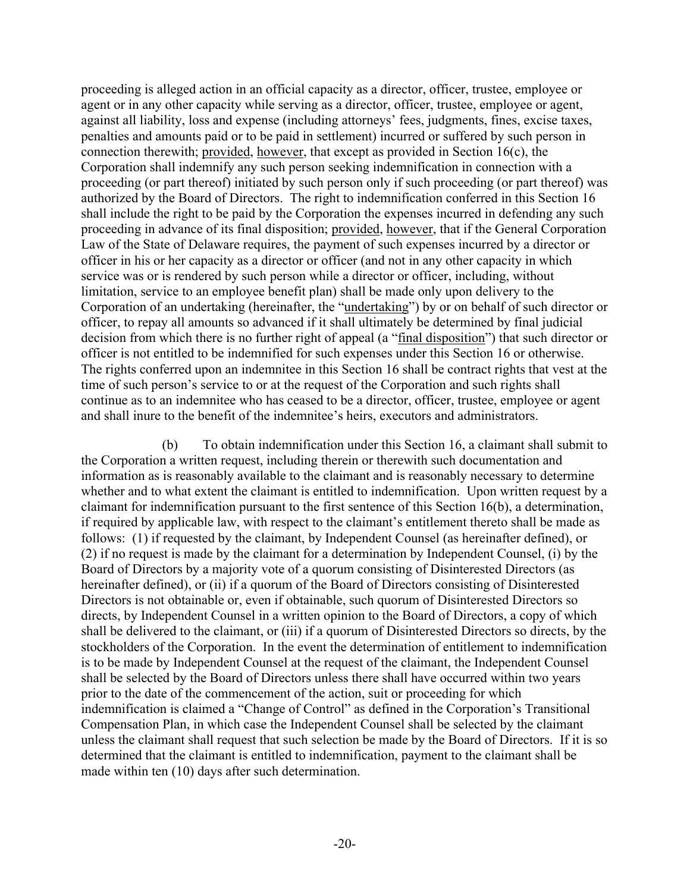proceeding is alleged action in an official capacity as a director, officer, trustee, employee or agent or in any other capacity while serving as a director, officer, trustee, employee or agent, against all liability, loss and expense (including attorneys' fees, judgments, fines, excise taxes, penalties and amounts paid or to be paid in settlement) incurred or suffered by such person in connection therewith; provided, however, that except as provided in Section 16(c), the Corporation shall indemnify any such person seeking indemnification in connection with a proceeding (or part thereof) initiated by such person only if such proceeding (or part thereof) was authorized by the Board of Directors. The right to indemnification conferred in this Section 16 shall include the right to be paid by the Corporation the expenses incurred in defending any such proceeding in advance of its final disposition; provided, however, that if the General Corporation Law of the State of Delaware requires, the payment of such expenses incurred by a director or officer in his or her capacity as a director or officer (and not in any other capacity in which service was or is rendered by such person while a director or officer, including, without limitation, service to an employee benefit plan) shall be made only upon delivery to the Corporation of an undertaking (hereinafter, the "undertaking") by or on behalf of such director or officer, to repay all amounts so advanced if it shall ultimately be determined by final judicial decision from which there is no further right of appeal (a "final disposition") that such director or officer is not entitled to be indemnified for such expenses under this Section 16 or otherwise. The rights conferred upon an indemnitee in this Section 16 shall be contract rights that vest at the time of such person's service to or at the request of the Corporation and such rights shall continue as to an indemnitee who has ceased to be a director, officer, trustee, employee or agent and shall inure to the benefit of the indemnitee's heirs, executors and administrators.

(b) To obtain indemnification under this Section 16, a claimant shall submit to the Corporation a written request, including therein or therewith such documentation and information as is reasonably available to the claimant and is reasonably necessary to determine whether and to what extent the claimant is entitled to indemnification. Upon written request by a claimant for indemnification pursuant to the first sentence of this Section 16(b), a determination, if required by applicable law, with respect to the claimant's entitlement thereto shall be made as follows: (1) if requested by the claimant, by Independent Counsel (as hereinafter defined), or (2) if no request is made by the claimant for a determination by Independent Counsel, (i) by the Board of Directors by a majority vote of a quorum consisting of Disinterested Directors (as hereinafter defined), or (ii) if a quorum of the Board of Directors consisting of Disinterested Directors is not obtainable or, even if obtainable, such quorum of Disinterested Directors so directs, by Independent Counsel in a written opinion to the Board of Directors, a copy of which shall be delivered to the claimant, or (iii) if a quorum of Disinterested Directors so directs, by the stockholders of the Corporation. In the event the determination of entitlement to indemnification is to be made by Independent Counsel at the request of the claimant, the Independent Counsel shall be selected by the Board of Directors unless there shall have occurred within two years prior to the date of the commencement of the action, suit or proceeding for which indemnification is claimed a "Change of Control" as defined in the Corporation's Transitional Compensation Plan, in which case the Independent Counsel shall be selected by the claimant unless the claimant shall request that such selection be made by the Board of Directors. If it is so determined that the claimant is entitled to indemnification, payment to the claimant shall be made within ten (10) days after such determination.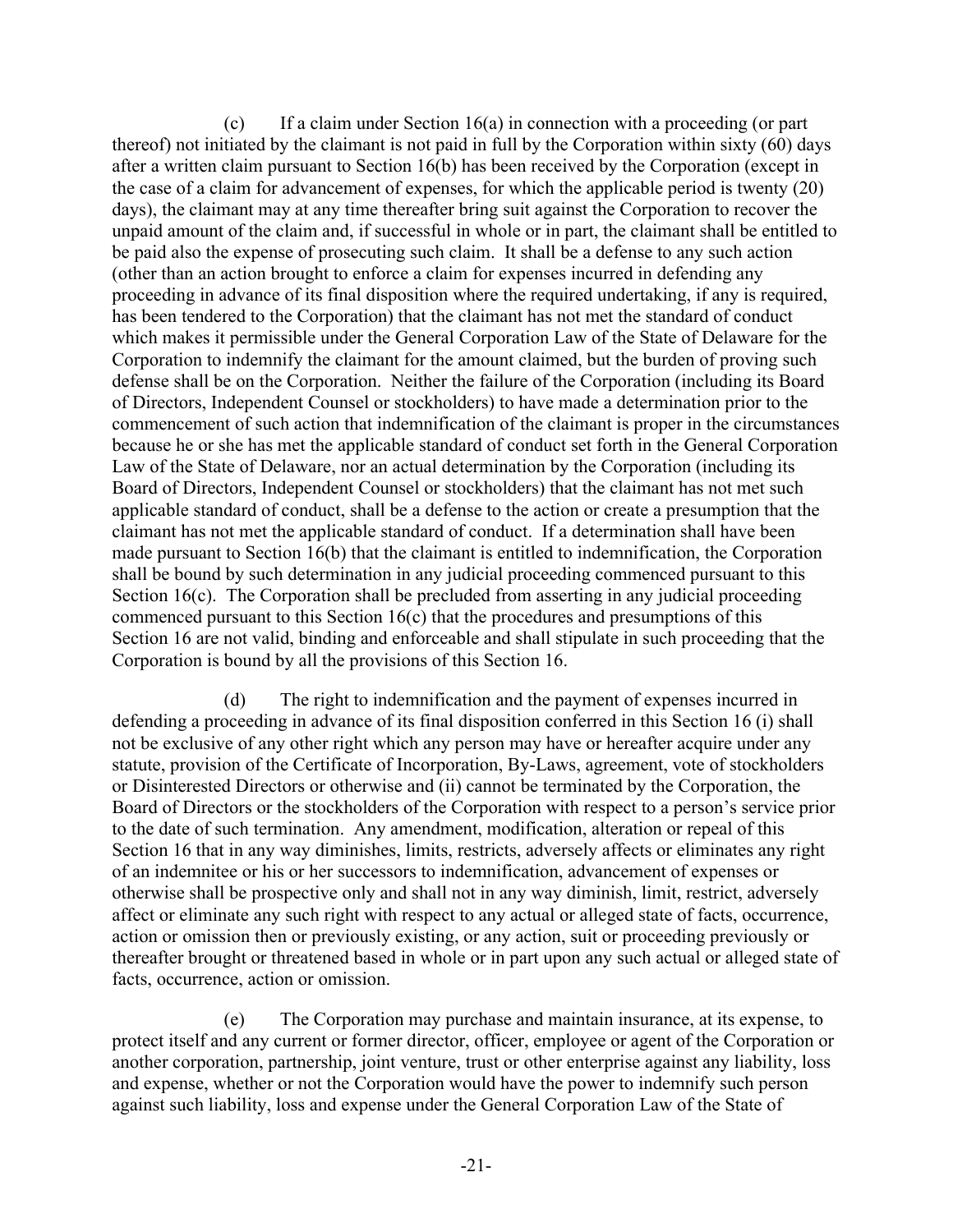(c) If a claim under Section 16(a) in connection with a proceeding (or part thereof) not initiated by the claimant is not paid in full by the Corporation within sixty (60) days after a written claim pursuant to Section 16(b) has been received by the Corporation (except in the case of a claim for advancement of expenses, for which the applicable period is twenty (20) days), the claimant may at any time thereafter bring suit against the Corporation to recover the unpaid amount of the claim and, if successful in whole or in part, the claimant shall be entitled to be paid also the expense of prosecuting such claim. It shall be a defense to any such action (other than an action brought to enforce a claim for expenses incurred in defending any proceeding in advance of its final disposition where the required undertaking, if any is required, has been tendered to the Corporation) that the claimant has not met the standard of conduct which makes it permissible under the General Corporation Law of the State of Delaware for the Corporation to indemnify the claimant for the amount claimed, but the burden of proving such defense shall be on the Corporation. Neither the failure of the Corporation (including its Board of Directors, Independent Counsel or stockholders) to have made a determination prior to the commencement of such action that indemnification of the claimant is proper in the circumstances because he or she has met the applicable standard of conduct set forth in the General Corporation Law of the State of Delaware, nor an actual determination by the Corporation (including its Board of Directors, Independent Counsel or stockholders) that the claimant has not met such applicable standard of conduct, shall be a defense to the action or create a presumption that the claimant has not met the applicable standard of conduct. If a determination shall have been made pursuant to Section 16(b) that the claimant is entitled to indemnification, the Corporation shall be bound by such determination in any judicial proceeding commenced pursuant to this Section 16(c). The Corporation shall be precluded from asserting in any judicial proceeding commenced pursuant to this Section 16(c) that the procedures and presumptions of this Section 16 are not valid, binding and enforceable and shall stipulate in such proceeding that the Corporation is bound by all the provisions of this Section 16.

(d) The right to indemnification and the payment of expenses incurred in defending a proceeding in advance of its final disposition conferred in this Section 16 (i) shall not be exclusive of any other right which any person may have or hereafter acquire under any statute, provision of the Certificate of Incorporation, By-Laws, agreement, vote of stockholders or Disinterested Directors or otherwise and (ii) cannot be terminated by the Corporation, the Board of Directors or the stockholders of the Corporation with respect to a person's service prior to the date of such termination. Any amendment, modification, alteration or repeal of this Section 16 that in any way diminishes, limits, restricts, adversely affects or eliminates any right of an indemnitee or his or her successors to indemnification, advancement of expenses or otherwise shall be prospective only and shall not in any way diminish, limit, restrict, adversely affect or eliminate any such right with respect to any actual or alleged state of facts, occurrence, action or omission then or previously existing, or any action, suit or proceeding previously or thereafter brought or threatened based in whole or in part upon any such actual or alleged state of facts, occurrence, action or omission.

(e) The Corporation may purchase and maintain insurance, at its expense, to protect itself and any current or former director, officer, employee or agent of the Corporation or another corporation, partnership, joint venture, trust or other enterprise against any liability, loss and expense, whether or not the Corporation would have the power to indemnify such person against such liability, loss and expense under the General Corporation Law of the State of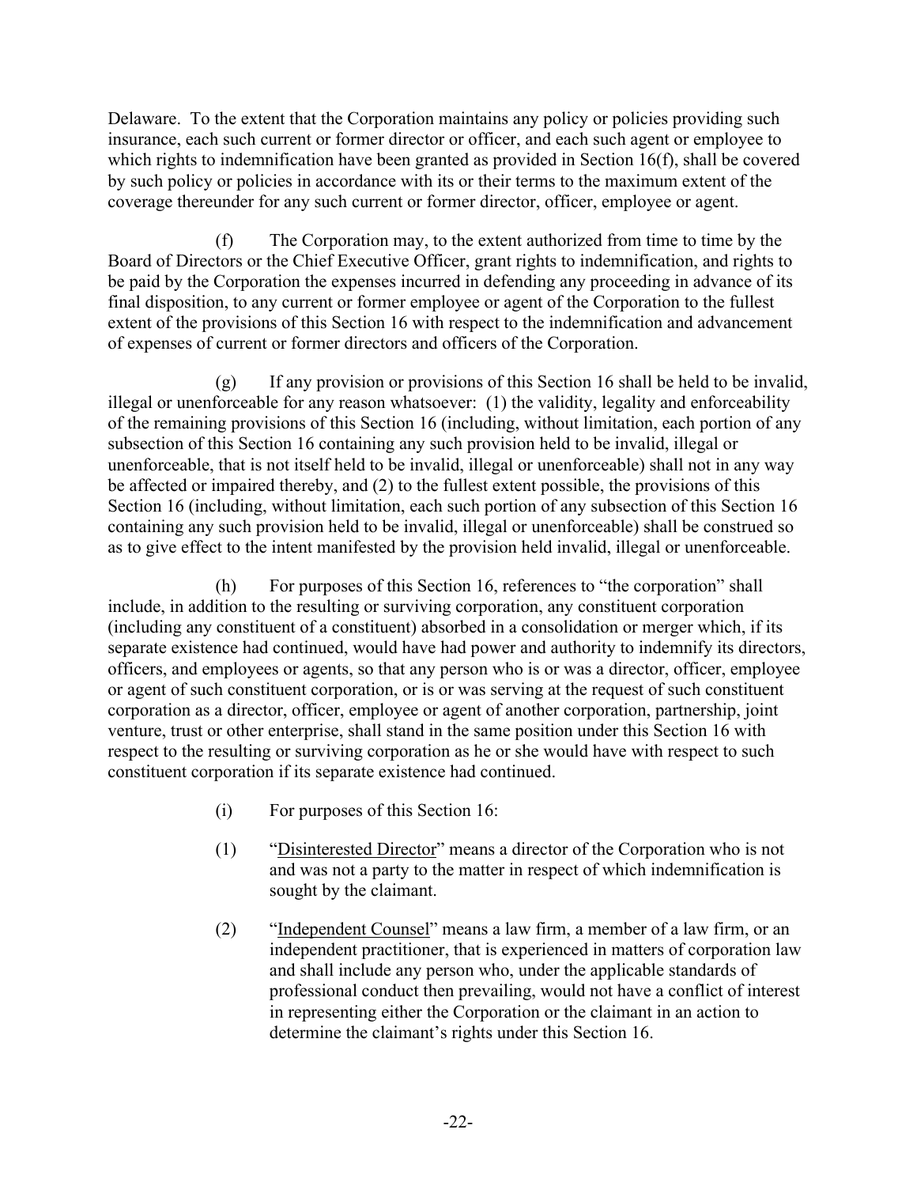Delaware. To the extent that the Corporation maintains any policy or policies providing such insurance, each such current or former director or officer, and each such agent or employee to which rights to indemnification have been granted as provided in Section 16(f), shall be covered by such policy or policies in accordance with its or their terms to the maximum extent of the coverage thereunder for any such current or former director, officer, employee or agent.

(f) The Corporation may, to the extent authorized from time to time by the Board of Directors or the Chief Executive Officer, grant rights to indemnification, and rights to be paid by the Corporation the expenses incurred in defending any proceeding in advance of its final disposition, to any current or former employee or agent of the Corporation to the fullest extent of the provisions of this Section 16 with respect to the indemnification and advancement of expenses of current or former directors and officers of the Corporation.

(g) If any provision or provisions of this Section 16 shall be held to be invalid, illegal or unenforceable for any reason whatsoever: (1) the validity, legality and enforceability of the remaining provisions of this Section 16 (including, without limitation, each portion of any subsection of this Section 16 containing any such provision held to be invalid, illegal or unenforceable, that is not itself held to be invalid, illegal or unenforceable) shall not in any way be affected or impaired thereby, and (2) to the fullest extent possible, the provisions of this Section 16 (including, without limitation, each such portion of any subsection of this Section 16 containing any such provision held to be invalid, illegal or unenforceable) shall be construed so as to give effect to the intent manifested by the provision held invalid, illegal or unenforceable.

(h) For purposes of this Section 16, references to "the corporation" shall include, in addition to the resulting or surviving corporation, any constituent corporation (including any constituent of a constituent) absorbed in a consolidation or merger which, if its separate existence had continued, would have had power and authority to indemnify its directors, officers, and employees or agents, so that any person who is or was a director, officer, employee or agent of such constituent corporation, or is or was serving at the request of such constituent corporation as a director, officer, employee or agent of another corporation, partnership, joint venture, trust or other enterprise, shall stand in the same position under this Section 16 with respect to the resulting or surviving corporation as he or she would have with respect to such constituent corporation if its separate existence had continued.

(i) For purposes of this Section 16:

(1) "Disinterested Director" means a director of the Corporation who is not and was not a party to the matter in respect of which indemnification is sought by the claimant.

(2) "Independent Counsel" means a law firm, a member of a law firm, or an independent practitioner, that is experienced in matters of corporation law and shall include any person who, under the applicable standards of professional conduct then prevailing, would not have a conflict of interest in representing either the Corporation or the claimant in an action to determine the claimant's rights under this Section 16.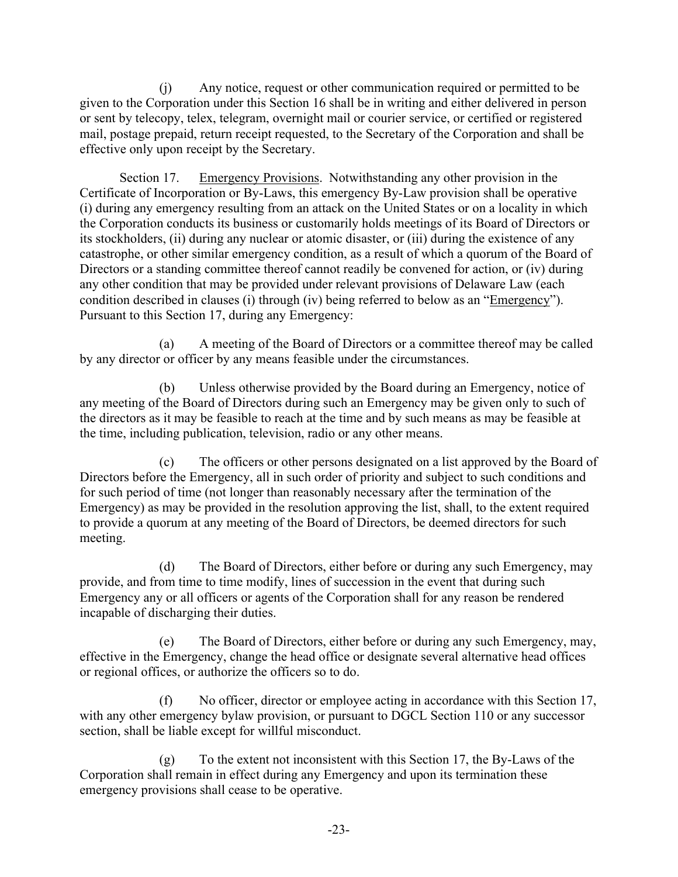(j) Any notice, request or other communication required or permitted to be given to the Corporation under this Section 16 shall be in writing and either delivered in person or sent by telecopy, telex, telegram, overnight mail or courier service, or certified or registered mail, postage prepaid, return receipt requested, to the Secretary of the Corporation and shall be effective only upon receipt by the Secretary.

Section 17. Emergency Provisions. Notwithstanding any other provision in the Certificate of Incorporation or By-Laws, this emergency By-Law provision shall be operative (i) during any emergency resulting from an attack on the United States or on a locality in which the Corporation conducts its business or customarily holds meetings of its Board of Directors or its stockholders, (ii) during any nuclear or atomic disaster, or (iii) during the existence of any catastrophe, or other similar emergency condition, as a result of which a quorum of the Board of Directors or a standing committee thereof cannot readily be convened for action, or (iv) during any other condition that may be provided under relevant provisions of Delaware Law (each condition described in clauses (i) through (iv) being referred to below as an "Emergency"). Pursuant to this Section 17, during any Emergency:

(a) A meeting of the Board of Directors or a committee thereof may be called by any director or officer by any means feasible under the circumstances.

(b) Unless otherwise provided by the Board during an Emergency, notice of any meeting of the Board of Directors during such an Emergency may be given only to such of the directors as it may be feasible to reach at the time and by such means as may be feasible at the time, including publication, television, radio or any other means.

(c) The officers or other persons designated on a list approved by the Board of Directors before the Emergency, all in such order of priority and subject to such conditions and for such period of time (not longer than reasonably necessary after the termination of the Emergency) as may be provided in the resolution approving the list, shall, to the extent required to provide a quorum at any meeting of the Board of Directors, be deemed directors for such meeting.

(d) The Board of Directors, either before or during any such Emergency, may provide, and from time to time modify, lines of succession in the event that during such Emergency any or all officers or agents of the Corporation shall for any reason be rendered incapable of discharging their duties.

(e) The Board of Directors, either before or during any such Emergency, may, effective in the Emergency, change the head office or designate several alternative head offices or regional offices, or authorize the officers so to do.

(f) No officer, director or employee acting in accordance with this Section 17, with any other emergency bylaw provision, or pursuant to DGCL Section 110 or any successor section, shall be liable except for willful misconduct.

(g) To the extent not inconsistent with this Section 17, the By-Laws of the Corporation shall remain in effect during any Emergency and upon its termination these emergency provisions shall cease to be operative.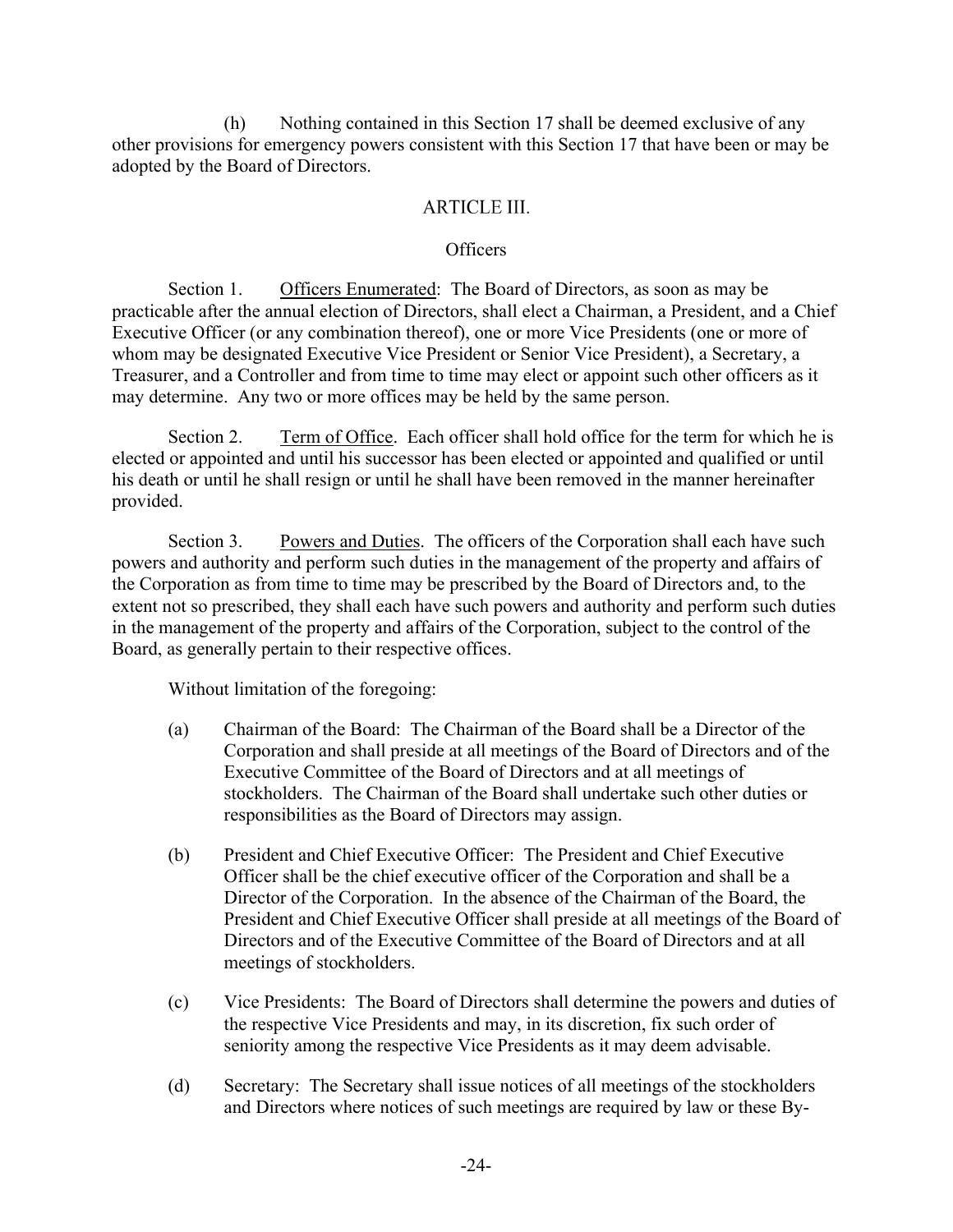(h) Nothing contained in this Section 17 shall be deemed exclusive of any other provisions for emergency powers consistent with this Section 17 that have been or may be adopted by the Board of Directors.

## ARTICLE III.

### Officers

Section 1. Officers Enumerated: The Board of Directors, as soon as may be practicable after the annual election of Directors, shall elect a Chairman, a President, and a Chief Executive Officer (or any combination thereof), one or more Vice Presidents (one or more of whom may be designated Executive Vice President or Senior Vice President), a Secretary, a Treasurer, and a Controller and from time to time may elect or appoint such other officers as it may determine. Any two or more offices may be held by the same person.

Section 2. Term of Office. Each officer shall hold office for the term for which he is elected or appointed and until his successor has been elected or appointed and qualified or until his death or until he shall resign or until he shall have been removed in the manner hereinafter provided.

Section 3. Powers and Duties. The officers of the Corporation shall each have such powers and authority and perform such duties in the management of the property and affairs of the Corporation as from time to time may be prescribed by the Board of Directors and, to the extent not so prescribed, they shall each have such powers and authority and perform such duties in the management of the property and affairs of the Corporation, subject to the control of the Board, as generally pertain to their respective offices.

Without limitation of the foregoing:

(a) Chairman of the Board: The Chairman of the Board shall be a Director of the Corporation and shall preside at all meetings of the Board of Directors and of the Executive Committee of the Board of Directors and at all meetings of stockholders. The Chairman of the Board shall undertake such other duties or responsibilities as the Board of Directors may assign.

(b) President and Chief Executive Officer: The President and Chief Executive Officer shall be the chief executive officer of the Corporation and shall be a Director of the Corporation. In the absence of the Chairman of the Board, the President and Chief Executive Officer shall preside at all meetings of the Board of Directors and of the Executive Committee of the Board of Directors and at all meetings of stockholders.

(c) Vice Presidents: The Board of Directors shall determine the powers and duties of the respective Vice Presidents and may, in its discretion, fix such order of seniority among the respective Vice Presidents as it may deem advisable.

(d) Secretary: The Secretary shall issue notices of all meetings of the stockholders and Directors where notices of such meetings are required by law or these By-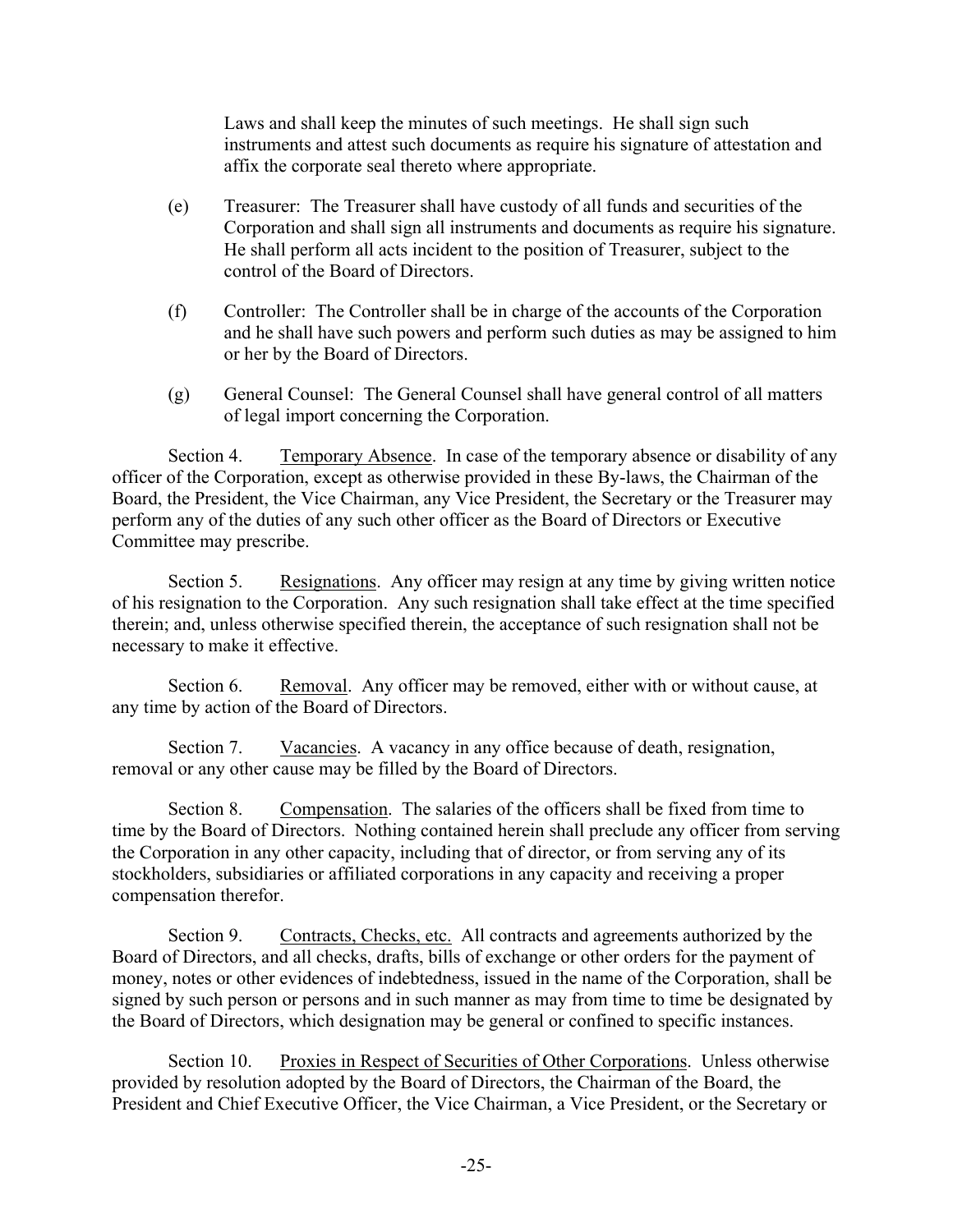Laws and shall keep the minutes of such meetings. He shall sign such instruments and attest such documents as require his signature of attestation and affix the corporate seal thereto where appropriate.

(e) Treasurer: The Treasurer shall have custody of all funds and securities of the Corporation and shall sign all instruments and documents as require his signature. He shall perform all acts incident to the position of Treasurer, subject to the control of the Board of Directors.

(f) Controller: The Controller shall be in charge of the accounts of the Corporation and he shall have such powers and perform such duties as may be assigned to him or her by the Board of Directors.

(g) General Counsel: The General Counsel shall have general control of all matters of legal import concerning the Corporation.

Section 4. Temporary Absence. In case of the temporary absence or disability of any officer of the Corporation, except as otherwise provided in these By-laws, the Chairman of the Board, the President, the Vice Chairman, any Vice President, the Secretary or the Treasurer may perform any of the duties of any such other officer as the Board of Directors or Executive Committee may prescribe.

Section 5. Resignations. Any officer may resign at any time by giving written notice of his resignation to the Corporation. Any such resignation shall take effect at the time specified therein; and, unless otherwise specified therein, the acceptance of such resignation shall not be necessary to make it effective.

Section 6. Removal. Any officer may be removed, either with or without cause, at any time by action of the Board of Directors.

Section 7. Vacancies. A vacancy in any office because of death, resignation, removal or any other cause may be filled by the Board of Directors.

Section 8. Compensation. The salaries of the officers shall be fixed from time to time by the Board of Directors. Nothing contained herein shall preclude any officer from serving the Corporation in any other capacity, including that of director, or from serving any of its stockholders, subsidiaries or affiliated corporations in any capacity and receiving a proper compensation therefor.

Section 9. Contracts, Checks, etc. All contracts and agreements authorized by the Board of Directors, and all checks, drafts, bills of exchange or other orders for the payment of money, notes or other evidences of indebtedness, issued in the name of the Corporation, shall be signed by such person or persons and in such manner as may from time to time be designated by the Board of Directors, which designation may be general or confined to specific instances.

Section 10. Proxies in Respect of Securities of Other Corporations. Unless otherwise provided by resolution adopted by the Board of Directors, the Chairman of the Board, the President and Chief Executive Officer, the Vice Chairman, a Vice President, or the Secretary or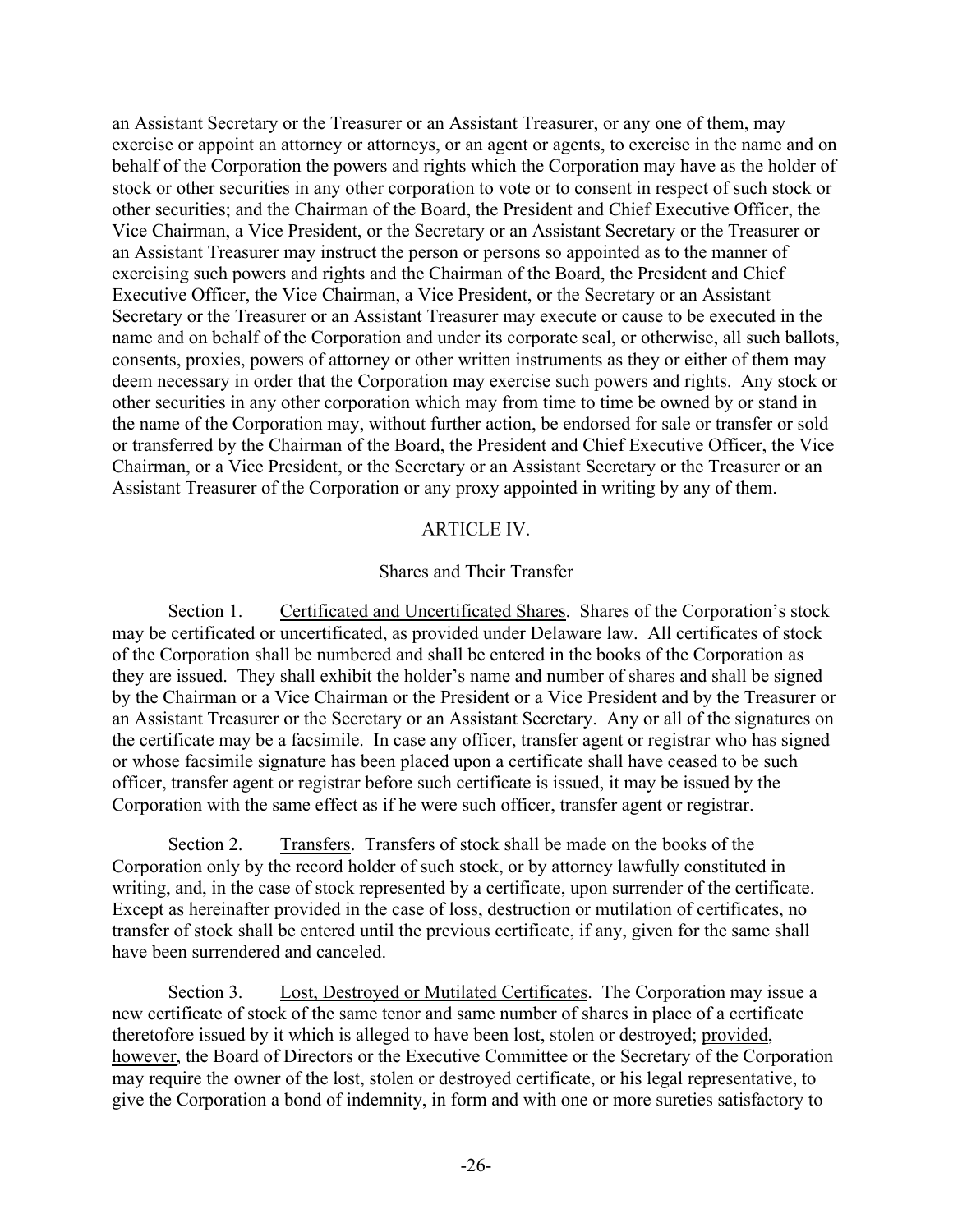an Assistant Secretary or the Treasurer or an Assistant Treasurer, or any one of them, may exercise or appoint an attorney or attorneys, or an agent or agents, to exercise in the name and on behalf of the Corporation the powers and rights which the Corporation may have as the holder of stock or other securities in any other corporation to vote or to consent in respect of such stock or other securities; and the Chairman of the Board, the President and Chief Executive Officer, the Vice Chairman, a Vice President, or the Secretary or an Assistant Secretary or the Treasurer or an Assistant Treasurer may instruct the person or persons so appointed as to the manner of exercising such powers and rights and the Chairman of the Board, the President and Chief Executive Officer, the Vice Chairman, a Vice President, or the Secretary or an Assistant Secretary or the Treasurer or an Assistant Treasurer may execute or cause to be executed in the name and on behalf of the Corporation and under its corporate seal, or otherwise, all such ballots, consents, proxies, powers of attorney or other written instruments as they or either of them may deem necessary in order that the Corporation may exercise such powers and rights. Any stock or other securities in any other corporation which may from time to time be owned by or stand in the name of the Corporation may, without further action, be endorsed for sale or transfer or sold or transferred by the Chairman of the Board, the President and Chief Executive Officer, the Vice Chairman, or a Vice President, or the Secretary or an Assistant Secretary or the Treasurer or an Assistant Treasurer of the Corporation or any proxy appointed in writing by any of them.

## ARTICLE IV.

### Shares and Their Transfer

Section 1. Certificated and Uncertificated Shares. Shares of the Corporation's stock may be certificated or uncertificated, as provided under Delaware law. All certificates of stock of the Corporation shall be numbered and shall be entered in the books of the Corporation as they are issued. They shall exhibit the holder's name and number of shares and shall be signed by the Chairman or a Vice Chairman or the President or a Vice President and by the Treasurer or an Assistant Treasurer or the Secretary or an Assistant Secretary. Any or all of the signatures on the certificate may be a facsimile. In case any officer, transfer agent or registrar who has signed or whose facsimile signature has been placed upon a certificate shall have ceased to be such officer, transfer agent or registrar before such certificate is issued, it may be issued by the Corporation with the same effect as if he were such officer, transfer agent or registrar.

Section 2. Transfers. Transfers of stock shall be made on the books of the Corporation only by the record holder of such stock, or by attorney lawfully constituted in writing, and, in the case of stock represented by a certificate, upon surrender of the certificate. Except as hereinafter provided in the case of loss, destruction or mutilation of certificates, no transfer of stock shall be entered until the previous certificate, if any, given for the same shall have been surrendered and canceled.

Section 3. Lost, Destroyed or Mutilated Certificates. The Corporation may issue a new certificate of stock of the same tenor and same number of shares in place of a certificate theretofore issued by it which is alleged to have been lost, stolen or destroyed; provided, however, the Board of Directors or the Executive Committee or the Secretary of the Corporation may require the owner of the lost, stolen or destroyed certificate, or his legal representative, to give the Corporation a bond of indemnity, in form and with one or more sureties satisfactory to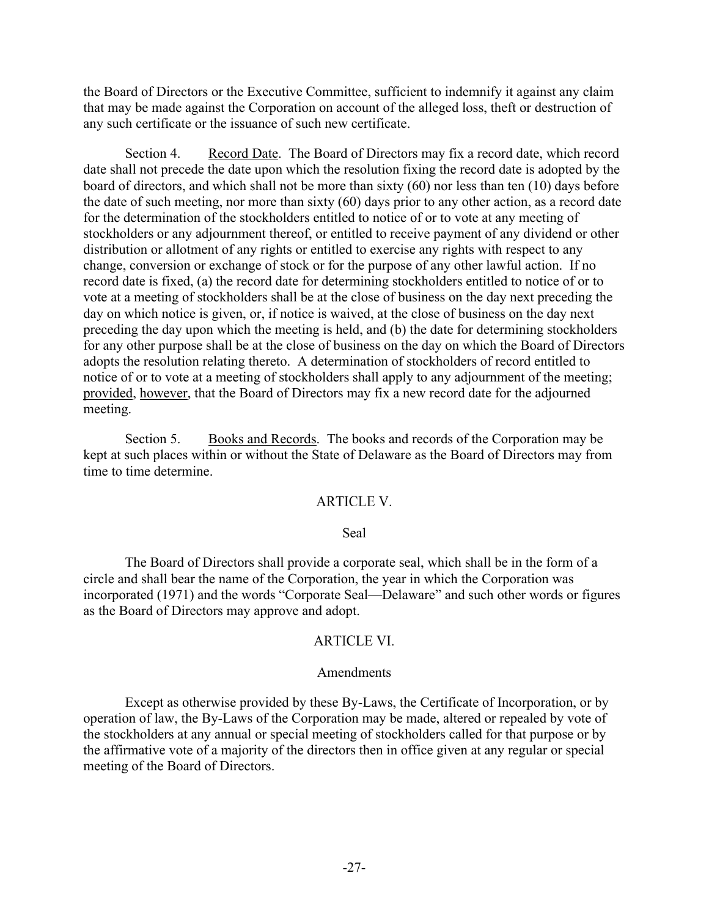the Board of Directors or the Executive Committee, sufficient to indemnify it against any claim that may be made against the Corporation on account of the alleged loss, theft or destruction of any such certificate or the issuance of such new certificate.

Section 4. Record Date. The Board of Directors may fix a record date, which record date shall not precede the date upon which the resolution fixing the record date is adopted by the board of directors, and which shall not be more than sixty (60) nor less than ten (10) days before the date of such meeting, nor more than sixty (60) days prior to any other action, as a record date for the determination of the stockholders entitled to notice of or to vote at any meeting of stockholders or any adjournment thereof, or entitled to receive payment of any dividend or other distribution or allotment of any rights or entitled to exercise any rights with respect to any change, conversion or exchange of stock or for the purpose of any other lawful action. If no record date is fixed, (a) the record date for determining stockholders entitled to notice of or to vote at a meeting of stockholders shall be at the close of business on the day next preceding the day on which notice is given, or, if notice is waived, at the close of business on the day next preceding the day upon which the meeting is held, and (b) the date for determining stockholders for any other purpose shall be at the close of business on the day on which the Board of Directors adopts the resolution relating thereto. A determination of stockholders of record entitled to notice of or to vote at a meeting of stockholders shall apply to any adjournment of the meeting; provided, however, that the Board of Directors may fix a new record date for the adjourned meeting.

Section 5. Books and Records. The books and records of the Corporation may be kept at such places within or without the State of Delaware as the Board of Directors may from time to time determine.

## ARTICLE V.

### Seal

The Board of Directors shall provide a corporate seal, which shall be in the form of a circle and shall bear the name of the Corporation, the year in which the Corporation was incorporated (1971) and the words "Corporate Seal—Delaware" and such other words or figures as the Board of Directors may approve and adopt.

## ARTICLE VI.

### Amendments

Except as otherwise provided by these By-Laws, the Certificate of Incorporation, or by operation of law, the By-Laws of the Corporation may be made, altered or repealed by vote of the stockholders at any annual or special meeting of stockholders called for that purpose or by the affirmative vote of a majority of the directors then in office given at any regular or special meeting of the Board of Directors.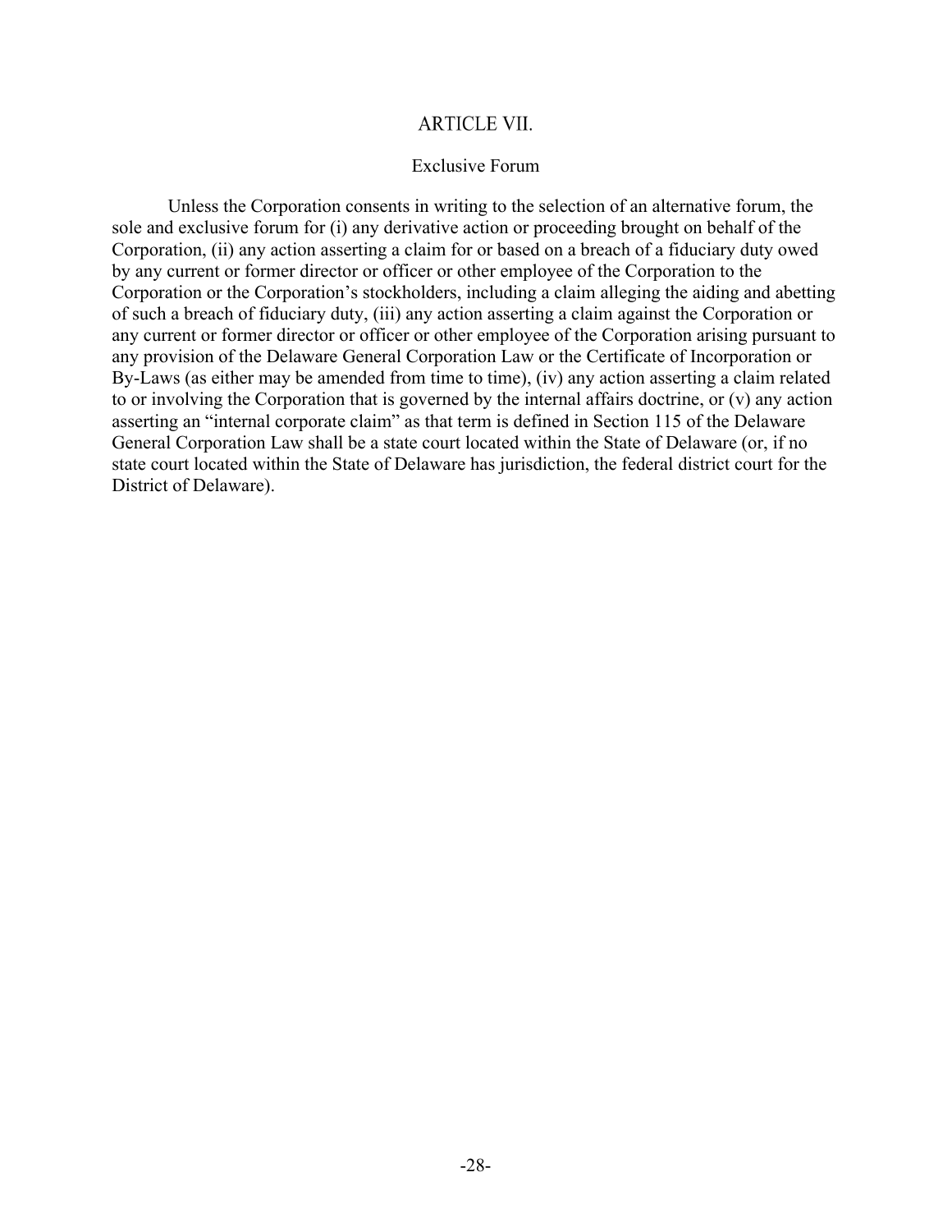## ARTICLE VII.

### Exclusive Forum

Unless the Corporation consents in writing to the selection of an alternative forum, the sole and exclusive forum for (i) any derivative action or proceeding brought on behalf of the Corporation, (ii) any action asserting a claim for or based on a breach of a fiduciary duty owed by any current or former director or officer or other employee of the Corporation to the Corporation or the Corporation's stockholders, including a claim alleging the aiding and abetting of such a breach of fiduciary duty, (iii) any action asserting a claim against the Corporation or any current or former director or officer or other employee of the Corporation arising pursuant to any provision of the Delaware General Corporation Law or the Certificate of Incorporation or By-Laws (as either may be amended from time to time), (iv) any action asserting a claim related to or involving the Corporation that is governed by the internal affairs doctrine, or (v) any action asserting an "internal corporate claim" as that term is defined in Section 115 of the Delaware General Corporation Law shall be a state court located within the State of Delaware (or, if no state court located within the State of Delaware has jurisdiction, the federal district court for the District of Delaware).